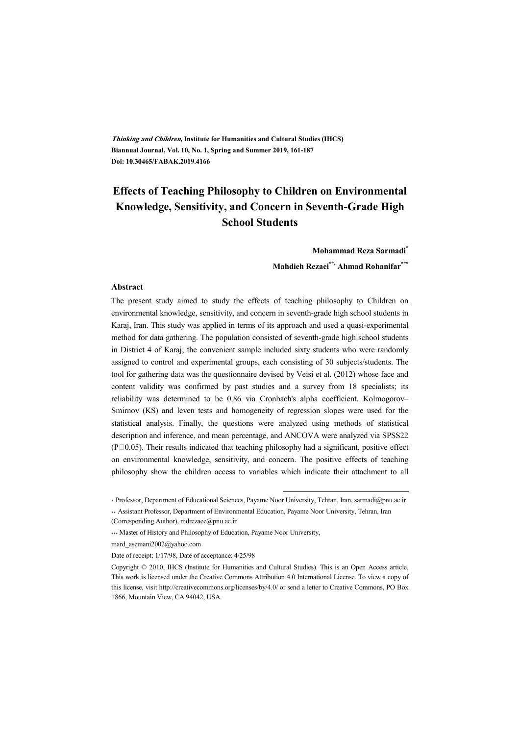*Thinking and Children*, **Institute for Humanities and Cultural Studies (IHCS)**
**Biannual Journal, Vol. 10, No. 1, Spring and Summer 2019, 161-187**
**Doi: 10.30465/FABAK.2019.4166**

# Effects of Teaching Philosophy to Children on Environmental Knowledge, Sensitivity, and Concern in Seventh-Grade High School Students

**Mohammad Reza Sarmadi**[*]

**Mahdieh Rezaei**[**]**, Ahmad Rohanifar**[***]

### Abstract

The present study aimed to study the effects of teaching philosophy to Children on environmental knowledge, sensitivity, and concern in seventh-grade high school students in Karaj, Iran. This study was applied in terms of its approach and used a quasi-experimental method for data gathering. The population consisted of seventh-grade high school students in District 4 of Karaj; the convenient sample included sixty students who were randomly assigned to control and experimental groups, each consisting of 30 subjects/students. The tool for gathering data was the questionnaire devised by Veisi et al. (2012) whose face and content validity was confirmed by past studies and a survey from 18 specialists; its reliability was determined to be 0.86 via Cronbach's alpha coefficient. Kolmogorov–Smirnov (KS) and leven tests and homogeneity of regression slopes were used for the statistical analysis. Finally, the questions were analyzed using methods of statistical description and inference, and mean percentage, and ANCOVA were analyzed via SPSS22 (P□0.05). Their results indicated that teaching philosophy had a significant, positive effect on environmental knowledge, sensitivity, and concern. The positive effects of teaching philosophy show the children access to variables which indicate their attachment to all

---

[*] Professor, Department of Educational Sciences, Payame Noor University, Tehran, Iran, sarmadi@pnu.ac.ir

[**] Assistant Professor, Department of Environmental Education, Payame Noor University, Tehran, Iran (Corresponding Author), mdrezaee@pnu.ac.ir

[***] Master of History and Philosophy of Education, Payame Noor University, mard_asemani2002@yahoo.com

Date of receipt: 1/17/98, Date of acceptance: 4/25/98

Copyright © 2010, IHCS (Institute for Humanities and Cultural Studies). This is an Open Access article. This work is licensed under the Creative Commons Attribution 4.0 International License. To view a copy of this license, visit http://creativecommons.org/licenses/by/4.0/ or send a letter to Creative Commons, PO Box 1866, Mountain View, CA 94042, USA.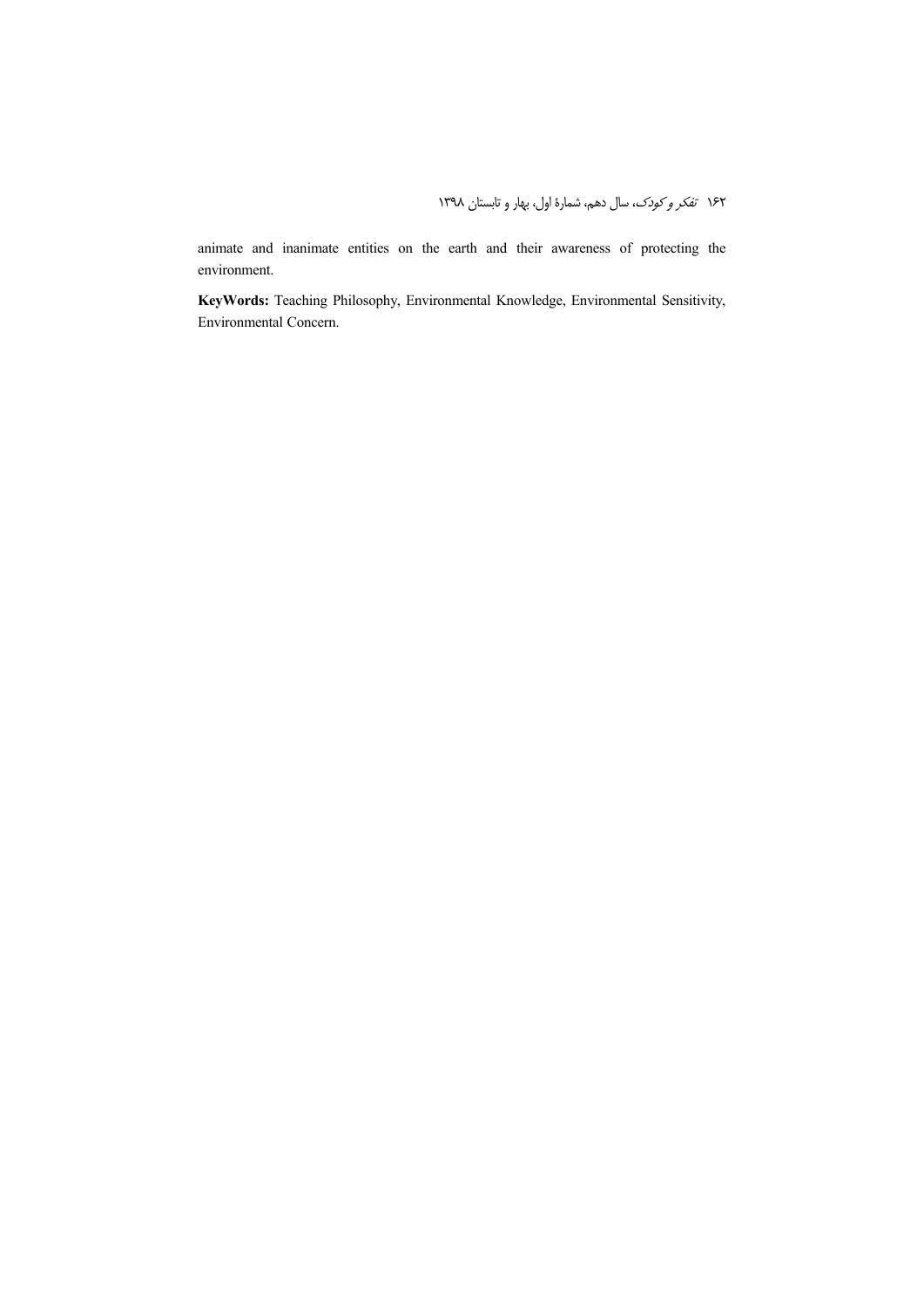animate and inanimate entities on the earth and their awareness of protecting the environment.

**KeyWords:** Teaching Philosophy, Environmental Knowledge, Environmental Sensitivity, Environmental Concern.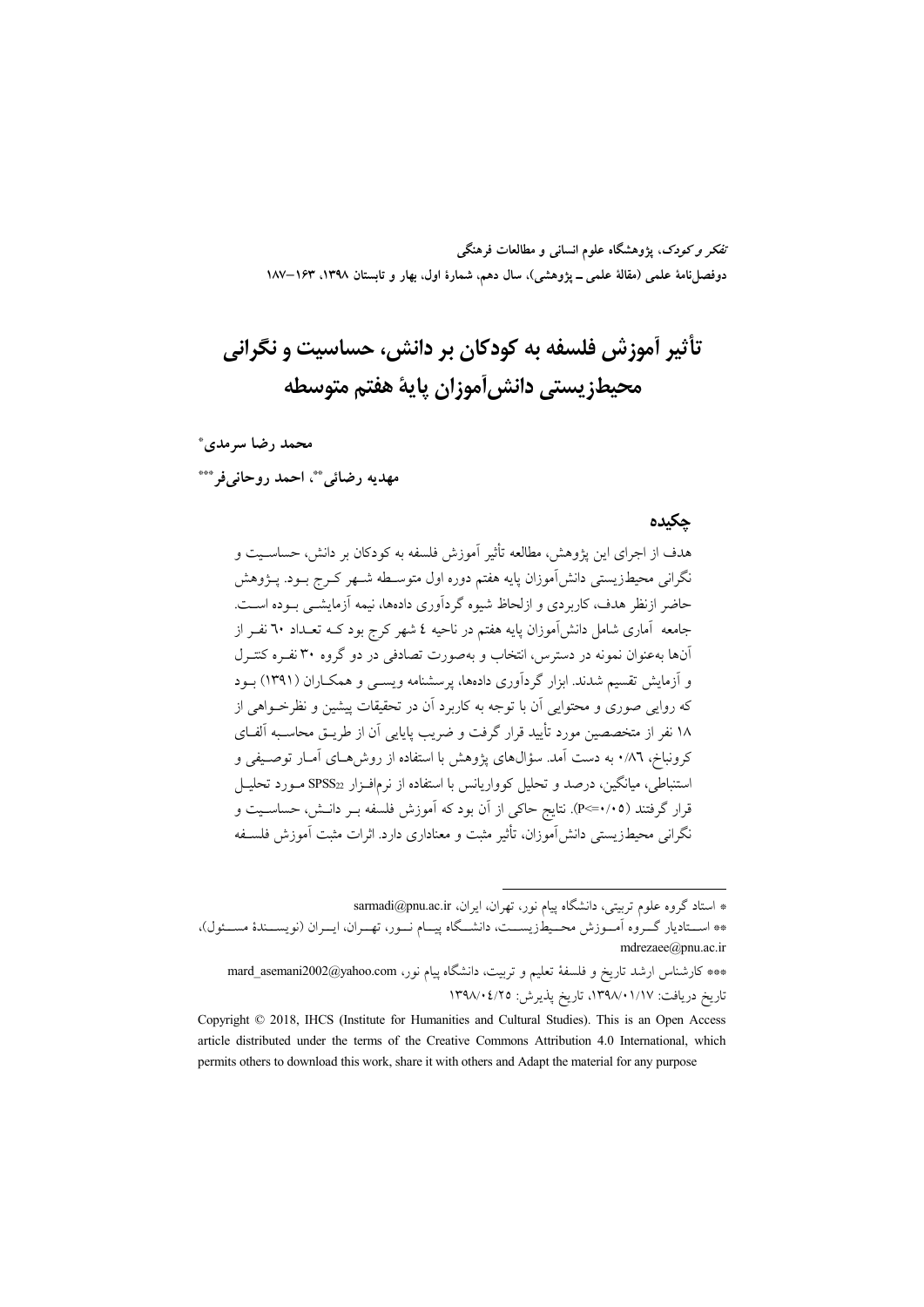# تأثیر آموزش فلسفه به کودکان بر دانش، حساسیت و نگرانی محیط‌زیستی دانش‌آموزان پایهٔ هفتم متوسطه

**محمد رضا سرمدی**[*]

**مهدیه رضائی**[**]**، احمد روحانی‌فر**[***]

## چکیده

هدف از اجرای این پژوهش، مطالعه تأثیر آموزش فلسفه به کودکان بر دانش، حساسیت و نگرانی محیط‌زیستی دانش‌آموزان پایه هفتم دوره اول متوسطه شهر کرج بود. پژوهش حاضر ازنظر هدف، کاربردی و ازلحاظ شیوه گردآوری داده‌ها، نیمه آزمایشی بوده است. جامعه آماری شامل دانش‌آموزان پایه هفتم در ناحیه ٤ شهر کرج بود که تعداد ٦٠ نفر از آن‌ها به‌عنوان نمونه در دسترس، انتخاب و به‌صورت تصادفی در دو گروه ٣٠ نفره کنترل و آزمایش تقسیم شدند. ابزار گردآوری داده‌ها، پرسشنامه ویسی و همکاران (١٣٩١) بود که روایی صوری و محتوایی آن با توجه به کاربرد آن در تحقیقات پیشین و نظرخواهی از ١٨ نفر از متخصصین مورد تأیید قرار گرفت و ضریب پایایی آن از طریق محاسبه آلفای کرونباخ، ٠/٨٦ به دست آمد. سؤال‌های پژوهش با استفاده از روش‌های آمار توصیفی و استنباطی، میانگین، درصد و تحلیل کوواریانس با استفاده از نرم‌افزار $SPSS_{22}$ مورد تحلیل قرار گرفتند ($P<=0.05$). نتایج حاکی از آن بود که آموزش فلسفه بر دانش، حساسیت و نگرانی محیط‌زیستی دانش‌آموزان، تأثیر مثبت و معناداری دارد. اثرات مثبت آموزش فلسفه

---

* استاد گروه علوم تربیتی، دانشگاه پیام نور، تهران، ایران، sarmadi@pnu.ac.ir

** استادیار گروه آموزش محیط‌زیست، دانشگاه پیام نور، تهران، ایران (نویسندهٔ مسئول)، mdrezaee@pnu.ac.ir

*** کارشناس ارشد تاریخ و فلسفهٔ تعلیم و تربیت، دانشگاه پیام نور، mard_asemani2002@yahoo.com

تاریخ دریافت: ١٣٩٨/٠١/١٧، تاریخ پذیرش: ١٣٩٨/٠٤/٢٥

Copyright © 2018, IHCS (Institute for Humanities and Cultural Studies). This is an Open Access article distributed under the terms of the Creative Commons Attribution 4.0 International, which permits others to download this work, share it with others and Adapt the material for any purpose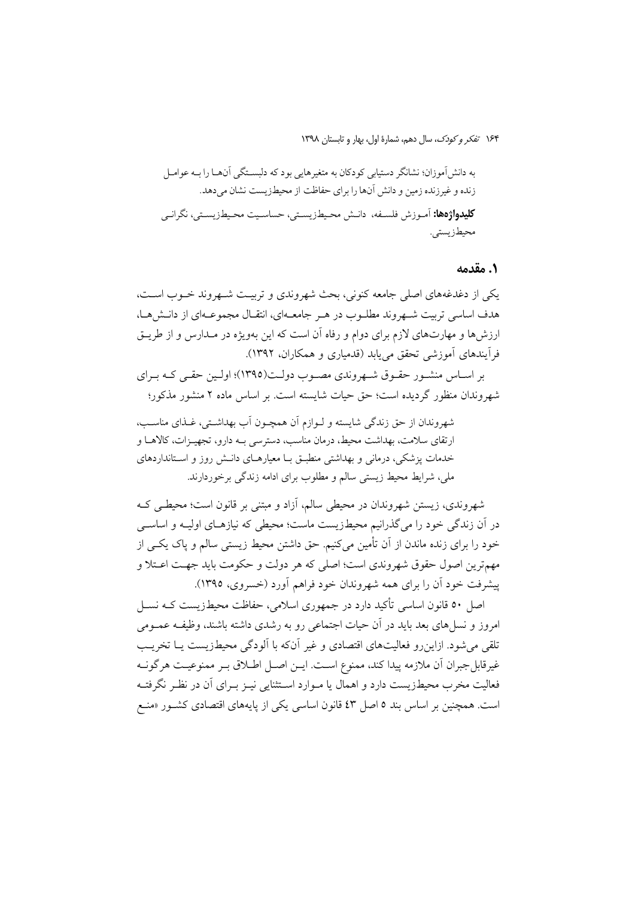به دانش‌آموزان؛ نشانگر دستیابی کودکان به متغیرهایی بود که دلبستگی آن‌ها را بـه عوامـل زنده و غیرزنده زمین و دانش آن‌ها را برای حفاظت از محیط‌زیست نشان می‌دهد.

**کلیدواژه‌ها:** آمـوزش فلسـفه، دانـش محـیط‌زیستـی، حساسـیت محـیط‌زیستـی، نگرانـی محیط‌زیستی.

## ۱. مقدمه

یکی از دغدغه‌های اصلی جامعه کنونی، بحث شهروندی و تربیـت شـهروند خـوب اسـت، هدف اساسی تربیت شـهروند مطلـوب در هـر جامعـه‌ای، انتقـال مجموعـه‌ای از دانـش‌هـا، ارزش‌ها و مهارت‌های لازم برای دوام و رفاه آن است که این به‌ویژه در مـدارس و از طریـق فرآیندهای آموزشی تحقق می‌یابد (قدمیاری و همکاران، ۱۳۹۲).

بر اسـاس منشـور حقـوق شـهروندی مصـوب دولـت(۱۳۹۵)؛ اولـین حقـی کـه بـرای شهروندان منظور گردیده است؛ حق حیات شایسته است. بر اساس ماده ۲ منشور مذکور؛

> شهروندان از حق زندگی شایسته و لـوازم آن همچـون آب بهداشـتی، غـذای مناسـب، ارتقای سلامت، بهداشت محیط، درمان مناسب، دسترسی بـه دارو، تجهیـزات، کالاهـا و خدمات پزشکی، درمانی و بهداشتی منطبـق بـا معیارهـای دانـش روز و اسـتانداردهای ملی، شرایط محیط زیستی سالم و مطلوب برای ادامه زندگی برخوردارند.

شهروندی، زیستن شهروندان در محیطی سالم، آزاد و مبتنی بر قانون است؛ محیطـی کـه در آن زندگی خود را می‌گذرانیم محیط‌زیست ماست؛ محیطی که نیازهـای اولیـه و اساسـی خود را برای زنده ماندن از آن تأمین می‌کنیم. حق داشتن محیط زیستی سالم و پاک یکـی از مهم‌ترین اصول حقوق شهروندی است؛ اصلی که هر دولت و حکومت باید جهـت اعـتلا و پیشرفت خود آن را برای همه شهروندان خود فراهم آورد (خسروی، ۱۳۹۵).

اصل ۵۰ قانون اساسی تأکید دارد در جمهوری اسلامی، حفاظت محیط‌زیست کـه نسـل امروز و نسل‌های بعد باید در آن حیات اجتماعی رو به رشدی داشته باشند، وظیفـه عمـومی تلقی می‌شود. ازاین‌رو فعالیت‌های اقتصادی و غیر آن‌که با آلودگی محیط‌زیست یـا تخریـب غیرقابل‌جبران آن ملازمه پیدا کند، ممنوع اسـت. ایـن اصـل اطـلاق بـر ممنوعیـت هرگونـه فعالیت مخرب محیط‌زیست دارد و اهمال یا مـوارد اسـتثنایی نیـز بـرای آن در نظـر نگرفتـه است. همچنین بر اساس بند ۵ اصل ۴۳ قانون اساسی یکی از پایه‌های اقتصادی کشـور «منـع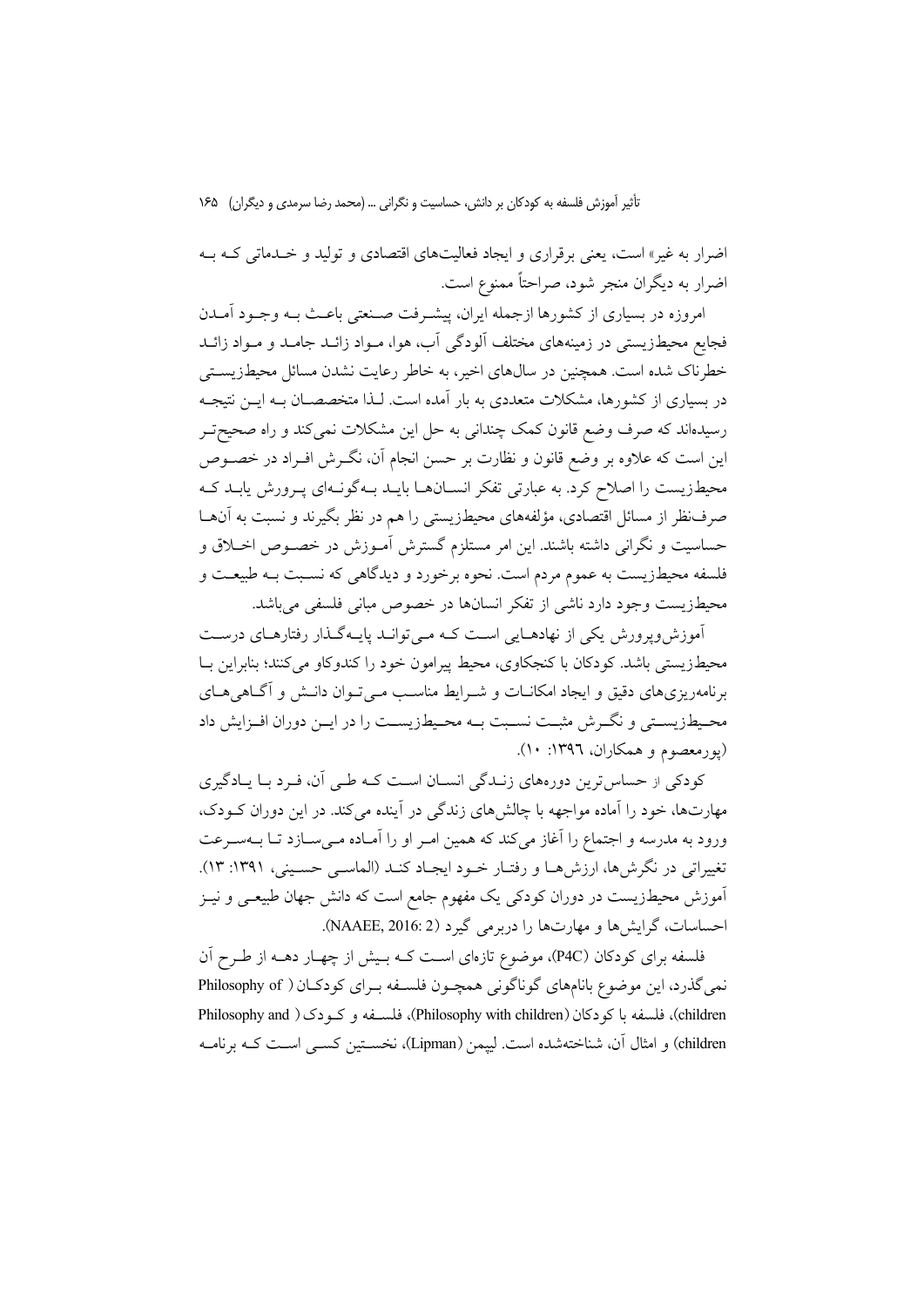اضرار به غیر» است، یعنی برقراری و ایجاد فعالیت‌های اقتصادی و تولید و خدماتی که به اضرار به دیگران منجر شود، صراحتاً ممنوع است.

امروزه در بسیاری از کشورها ازجمله ایران، پیشرفت صنعتی باعث به وجود آمدن فجایع محیطزیستی در زمینه‌های مختلف آلودگی آب، هوا، مواد زائد جامد و مواد زائد خطرناک شده است. همچنین در سال‌های اخیر، به خاطر رعایت نشدن مسائل محیطزیستی در بسیاری از کشورها، مشکلات متعددی به بار آمده است. لذا متخصصان به این نتیجه رسیده‌اند که صرف وضع قانون کمک چندانی به حل این مشکلات نمی‌کند و راه صحیح‌تر این است که علاوه بر وضع قانون و نظارت بر حسن انجام آن، نگرش افراد در خصوص محیطزیست را اصلاح کرد. به عبارتی تفکر انسان‌ها باید به‌گونه‌ای پرورش یابد که صرف‌نظر از مسائل اقتصادی، مؤلفه‌های محیطزیستی را هم در نظر بگیرند و نسبت به آن‌ها حساسیت و نگرانی داشته باشند. این امر مستلزم گسترش آموزش در خصوص اخلاق و فلسفه محیطزیست به عموم مردم است. نحوه برخورد و دیدگاهی که نسبت به طبیعت و محیطزیست وجود دارد ناشی از تفکر انسان‌ها در خصوص مبانی فلسفی می‌باشد.

آموزش‌وپرورش یکی از نهادهایی است که می‌تواند پایه‌گذار رفتارهای درست محیطزیستی باشد. کودکان با کنجکاوی، محیط پیرامون خود را کندوکاو می‌کنند؛ بنابراین با برنامه‌ریزی‌های دقیق و ایجاد امکانات و شرایط مناسب می‌توان دانش و آگاهی‌های محیطزیستی و نگرش مثبت نسبت به محیطزیست را در این دوران افزایش داد (پورمعصوم و همکاران، ۱۳۹٦: ۱۰).

کودکی از حساس‌ترین دوره‌های زندگی انسان است که طی آن، فرد با یادگیری مهارت‌ها، خود را آماده مواجهه با چالش‌های زندگی در آینده می‌کند. در این دوران کودک، ورود به مدرسه و اجتماع را آغاز می‌کند که همین امر او را آماده می‌سازد تا به‌سرعت تغییراتی در نگرش‌ها، ارزش‌ها و رفتار خود ایجاد کند (الماسی حسینی، ۱۳۹۱: ۱۳). آموزش محیطزیست در دوران کودکی یک مفهوم جامع است که دانش جهان طبیعی و نیز احساسات، گرایش‌ها و مهارت‌ها را دربرمی گیرد (NAAEE, 2016: 2).

فلسفه برای کودکان (P4C)، موضوع تازه‌ای است که بیش از چهار دهه از طرح آن نمی‌گذرد، این موضوع بانام‌های گوناگونی همچون فلسفه برای کودکان (Philosophy of children)، فلسفه با کودکان (Philosophy with children)، فلسفه و کودک (Philosophy and children) و امثال آن، شناخته‌شده است. لیپمن (Lipman)، نخستین کسی است که برنامه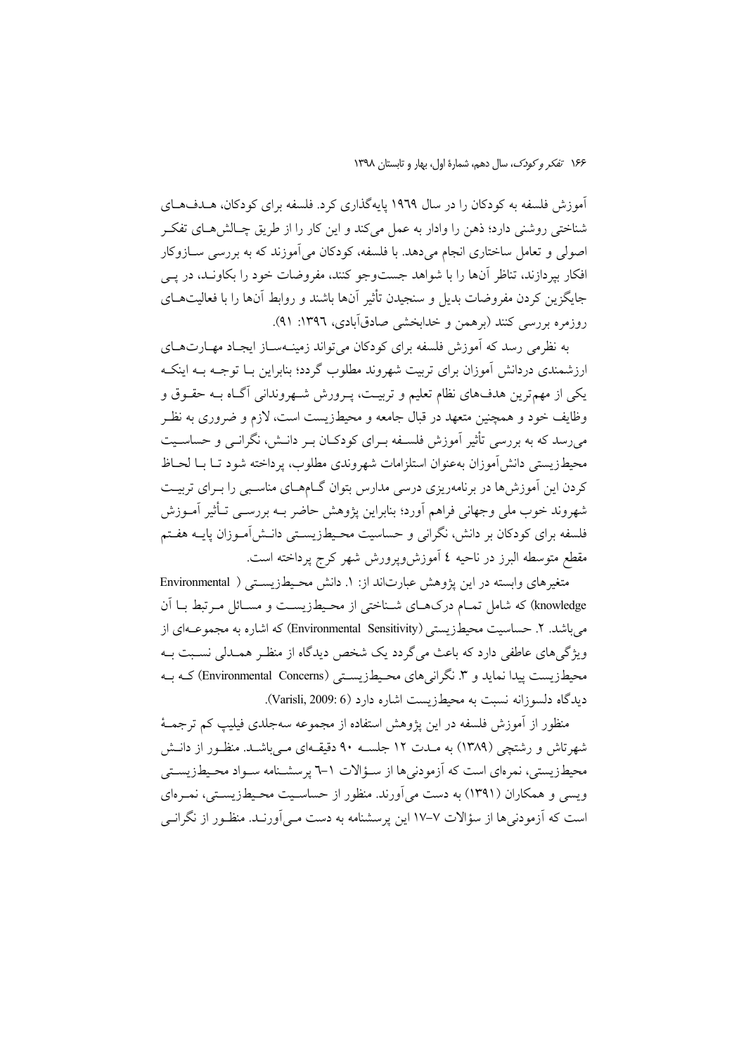آموزش فلسفه به کودکان را در سال ۱۹٦۹ پایه‌گذاری کرد. فلسفه برای کودکان، هدف‌های شناختی روشنی دارد؛ ذهن را وادار به عمل می‌کند و این کار را از طریق چالش‌های تفکر اصولی و تعامل ساختاری انجام می‌دهد. با فلسفه، کودکان می‌آموزند که به بررسی سازوکار افکار بپردازند، تناظر آن‌ها را با شواهد جست‌وجو کنند، مفروضات خود را بکاوند، در پی جایگزین کردن مفروضات بدیل و سنجیدن تأثیر آن‌ها باشند و روابط آن‌ها را با فعالیت‌های روزمره بررسی کنند (برهمن و خدابخشی صادق‌آبادی، ۱۳۹٦: ۹۱).

به نظر می‌رسد که آموزش فلسفه برای کودکان می‌تواند زمینه‌ساز ایجاد مهارت‌های ارزشمندی دردانش آموزان برای تربیت شهروند مطلوب گردد؛ بنابراین با توجه به اینکه یکی از مهم‌ترین هدف‌های نظام تعلیم و تربیت، پرورش شهروندانی آگاه به حقوق و وظایف خود و همچنین متعهد در قبال جامعه و محیط‌زیست است، لازم و ضروری به نظر می‌رسد که به بررسی تأثیر آموزش فلسفه برای کودکان بر دانش، نگرانی و حساسیت محیط‌زیستی دانش‌آموزان به‌عنوان استلزامات شهروندی مطلوب، پرداخته شود تا با لحاظ کردن این آموزش‌ها در برنامه‌ریزی درسی مدارس بتوان گام‌های مناسبی را برای تربیت شهروند خوب ملی وجهانی فراهم آورد؛ بنابراین پژوهش حاضر به بررسی تأثیر آموزش فلسفه برای کودکان بر دانش، نگرانی و حساسیت محیط‌زیستی دانش‌آموزان پایه هفتم مقطع متوسطه البرز در ناحیه ٤ آموزش‌وپرورش شهر کرج پرداخته است.

متغیرهای وابسته در این پژوهش عبارت‌اند از: ۱. دانش محیط‌زیستی (Environmental knowledge) که شامل تمام درک‌های شناختی از محیط‌زیست و مسائل مرتبط با آن می‌باشد. ۲. حساسیت محیط‌زیستی (Environmental Sensitivity) که اشاره به مجموعه‌ای از ویژگی‌های عاطفی دارد که باعث می‌گردد یک شخص دیدگاه از منظر همدلی نسبت به محیط‌زیست پیدا نماید و ۳. نگرانی‌های محیط‌زیستی (Environmental Concerns) که به دیدگاه دلسوزانه نسبت به محیط‌زیست اشاره دارد (Varisli, 2009: 6).

منظور از آموزش فلسفه در این پژوهش استفاده از مجموعه سه‌جلدی فیلیپ کم ترجمهٔ شهرتاش و رشتچی (۱۳۸۹) به مدت ۱۲ جلسه ۹۰ دقیقه‌ای می‌باشد. منظور از دانش محیط‌زیستی، نمره‌ای است که آزمودنی‌ها از سؤالات ۱–٦ پرسشنامه سواد محیط‌زیستی ویسی و همکاران (۱۳۹۱) به دست می‌آورند. منظور از حساسیت محیط‌زیستی، نمره‌ای است که آزمودنی‌ها از سؤالات ۷–۱۷ این پرسشنامه به دست می‌آورند. منظور از نگرانی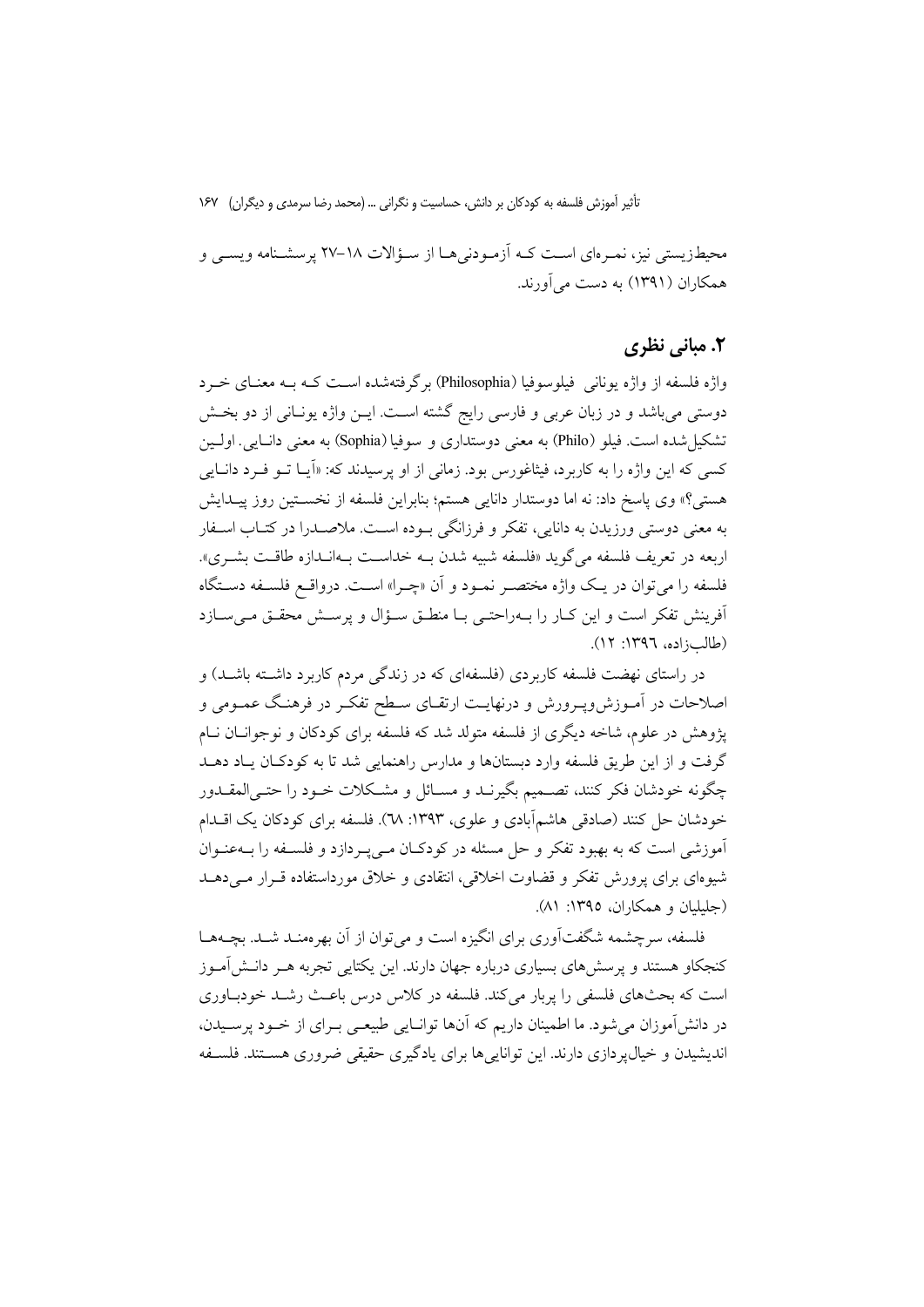محیط‌زیستی نیز، نمره‌ای است که آزمودنی‌ها از سؤالات ۱۸-۲۷ پرسشنامه ویسی و همکاران (۱۳۹۱) به دست می‌آورند.

## ۲. مبانی نظری

واژه فلسفه از واژه یونانی فیلوسوفیا (Philosophia) برگرفته‌شده است که به معنای خرد دوستی می‌باشد و در زبان عربی و فارسی رایج گشته است. این واژه یونانی از دو بخش تشکیل‌شده است. فیلو (Philo) به معنی دوستداری و سوفیا (Sophia) به معنی دانایی. اولین کسی که این واژه را به کاربرد، فیثاغورس بود. زمانی از او پرسیدند که: «آیا تو فرد دانایی هستی؟» وی پاسخ داد: نه اما دوستدار دانایی هستم؛ بنابراین فلسفه از نخستین روز پیدایش به معنی دوستی ورزیدن به دانایی، تفکر و فرزانگی بوده است. ملاصدرا در کتاب اسفار اربعه در تعریف فلسفه می‌گوید «فلسفه شبیه شدن به خداست به‌اندازه طاقت بشری». فلسفه را می‌توان در یک واژه مختصر نمود و آن «چرا» است. درواقع فلسفه دستگاه آفرینش تفکر است و این کار را به‌راحتی با منطق سؤال و پرسش محقق می‌سازد (طالب‌زاده، ١٣٩٦: ١٢).

در راستای نهضت فلسفه کاربردی (فلسفه‌ای که در زندگی مردم کاربرد داشته باشد) و اصلاحات در آموزش‌وپرورش و درنهایت ارتقای سطح تفکر در فرهنگ عمومی و پژوهش در علوم، شاخه دیگری از فلسفه متولد شد که فلسفه برای کودکان و نوجوانان نام گرفت و از این طریق فلسفه وارد دبستان‌ها و مدارس راهنمایی شد تا به کودکان یاد دهد چگونه خودشان فکر کنند، تصمیم بگیرند و مسائل و مشکلات خود را حتی‌المقدور خودشان حل کنند (صادقی هاشم‌آبادی و علوی، ۱۳۹۳: ٦٨). فلسفه برای کودکان یک اقدام آموزشی است که به بهبود تفکر و حل مسئله در کودکان می‌پردازد و فلسفه را به‌عنوان شیوه‌ای برای پرورش تفکر و قضاوت اخلاقی، انتقادی و خلاق مورداستفاده قرار می‌دهد (جلیلیان و همکاران، ۱۳۹۵: ۸۱).

فلسفه، سرچشمه شگفت‌آوری برای انگیزه است و می‌توان از آن بهره‌مند شد. بچه‌ها کنجکاو هستند و پرسش‌های بسیاری درباره جهان دارند. این یکتایی تجربه هر دانش‌آموز است که بحث‌های فلسفی را پربار می‌کند. فلسفه در کلاس درس باعث رشد خودباوری در دانش‌آموزان می‌شود. ما اطمینان داریم که آن‌ها توانایی طبیعی برای از خود پرسیدن، اندیشیدن و خیال‌پردازی دارند. این توانایی‌ها برای یادگیری حقیقی ضروری هستند. فلسفه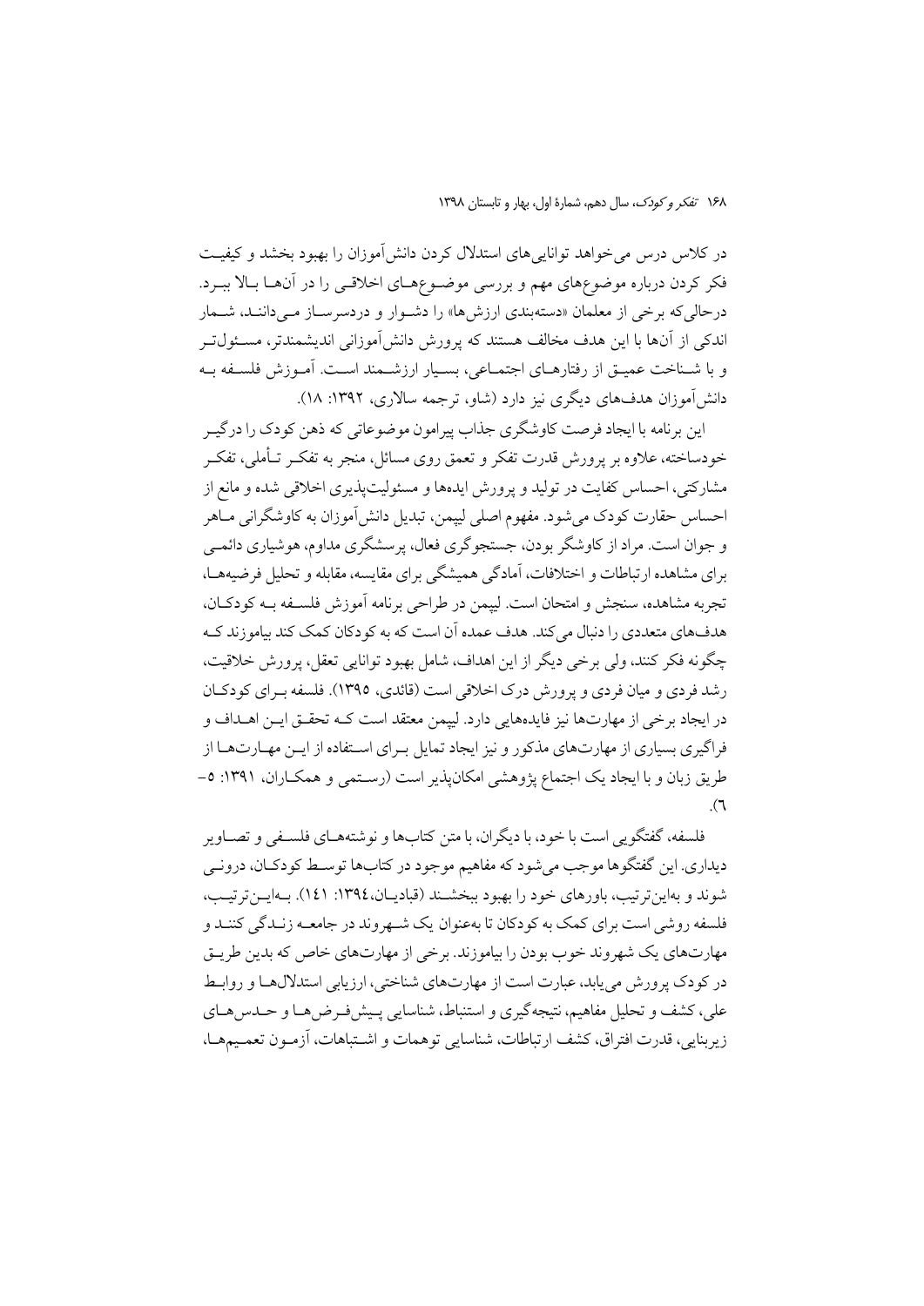در کلاس درس می‌خواهد توانایی‌های استدلال کردن دانش‌آموزان را بهبود بخشد و کیفیت فکر کردن درباره موضوع‌های مهم و بررسی موضوع‌های اخلاقی را در آن‌ها بالا ببرد. درحالی‌که برخی از معلمان «دسته‌بندی ارزش‌ها» را دشوار و دردسرساز می‌دانند، شمار اندکی از آن‌ها با این هدف مخالف هستند که پرورش دانش‌آموزانی اندیشمندتر، مسئول‌تر و با شناخت عمیق از رفتارهای اجتماعی، بسیار ارزشمند است. آموزش فلسفه به دانش‌آموزان هدف‌های دیگری نیز دارد (شاو، ترجمه سالاری، ۱۳۹۲: ۱۸).

این برنامه با ایجاد فرصت کاوشگری جذاب پیرامون موضوعاتی که ذهن کودک را درگیر خودساخته، علاوه بر پرورش قدرت تفکر و تعمق روی مسائل، منجر به تفکر تأملی، تفکر مشارکتی، احساس کفایت در تولید و پرورش ایده‌ها و مسئولیت‌پذیری اخلاقی شده و مانع از احساس حقارت کودک می‌شود. مفهوم اصلی لیپمن، تبدیل دانش‌آموزان به کاوشگرانی ماهر و جوان است. مراد از کاوشگر بودن، جستجوگری فعال، پرسشگری مداوم، هوشیاری دائمی برای مشاهده ارتباطات و اختلافات، آمادگی همیشگی برای مقایسه، مقابله و تحلیل فرضیه‌ها، تجربه مشاهده، سنجش و امتحان است. لیپمن در طراحی برنامه آموزش فلسفه به کودکان، هدف‌های متعددی را دنبال می‌کند. هدف عمده آن است که به کودکان کمک کند بیاموزند که چگونه فکر کنند، ولی برخی دیگر از این اهداف، شامل بهبود توانایی تعقل، پرورش خلاقیت، رشد فردی و میان فردی و پرورش درک اخلاقی است (قائدی، ۱۳۹۵). فلسفه برای کودکان در ایجاد برخی از مهارت‌ها نیز فایده‌هایی دارد. لیپمن معتقد است که تحقق این اهداف و فراگیری بسیاری از مهارت‌های مذکور و نیز ایجاد تمایل برای استفاده از این مهارت‌ها از طریق زبان و با ایجاد یک اجتماع پژوهشی امکان‌پذیر است (رستمی و همکاران، ۱۳۹۱: ۵-۶).

فلسفه، گفتگویی است با خود، با دیگران، با متن کتاب‌ها و نوشته‌های فلسفی و تصاویر دیداری. این گفتگوها موجب می‌شود که مفاهیم موجود در کتاب‌ها توسط کودکان، درونی شوند و به‌این‌ترتیب، باورهای خود را بهبود ببخشند (قبادیان، ۱۳۹۴: ۱۴۱). به‌این‌ترتیب، فلسفه روشی است برای کمک به کودکان تا به‌عنوان یک شهروند در جامعه زندگی کنند و مهارت‌های یک شهروند خوب بودن را بیاموزند. برخی از مهارت‌های خاص که بدین طریق در کودک پرورش می‌یابد، عبارت است از مهارت‌های شناختی، ارزیابی استدلال‌ها و روابط علی، کشف و تحلیل مفاهیم، نتیجه‌گیری و استنباط، شناسایی پیش‌فرض‌ها و حدس‌های زیربنایی، قدرت افتراق، کشف ارتباطات، شناسایی توهمات و اشتباهات، آزمون تعمیم‌ها،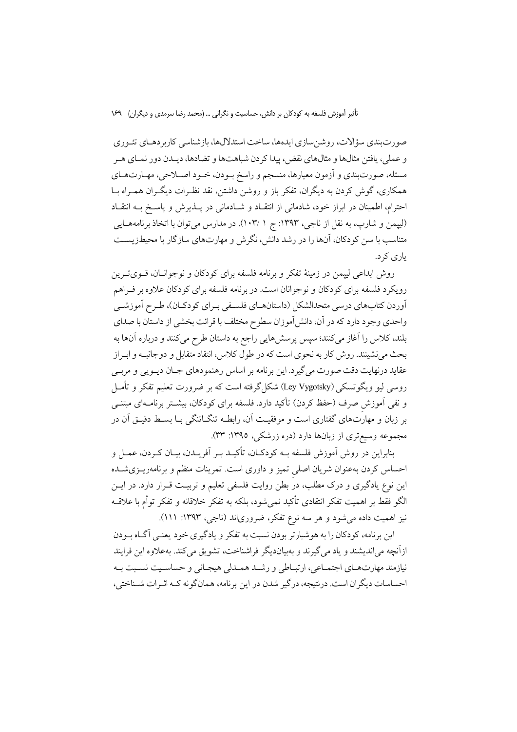صورت‌بندی سؤالات، روشن‌سازی ایده‌ها، ساخت استدلال‌ها، بازشناسی کاربردهـای تئـوری و عملی، یافتن مثال‌ها و مثال‌های نقض، پیدا کردن شباهت‌ها و تضادها، دیـدن دور نمـای هـر مسئله، صورت‌بندی و آزمون معیارها، منسجم و راسخ بـودن، خـود اصـلاحی، مهـارت‌هـای همکاری، گوش کردن به دیگران، تفکر باز و روشن داشتن، نقد نظـرات دیگـران همـراه بـا احترام، اطمینان در ابراز خود، شادمانی از انتقـاد و شـادمانی در پـذیرش و پاسـخ بـه انتقـاد (لیپمن و شارپ، به نقل از ناجی، ۱۳۹۳: ج ۱ /۱۰۳). در مدارس می‌توان با اتخاذ برنامه‌هـایی متناسب با سن کودکان، آن‌ها را در رشد دانش، نگرش و مهارت‌های سازگار با محیط‌زیسـت یاری کرد.

روش ابداعی لیپمن در زمینهٔ تفکر و برنامه فلسفه برای کودکان و نوجوانـان، قـوی‌تـرین رویکرد فلسفه برای کودکان و نوجوانان است. در برنامه فلسفه برای کودکان علاوه بر فـراهم آوردن کتاب‌های درسی متحدالشکل (داستان‌هـای فلسـفی بـرای کودکـان)، طـرح آموزشـی واحدی وجود دارد که در آن، دانش‌آموزان سطوح مختلف با قرائت بخشی از داستان با صدای بلند، کلاس را آغاز می‌کنند؛ سپس پرسش‌هایی راجع به داستان طرح می‌کنند و درباره آن‌ها به بحث می‌نشینند. روش کار به نحوی است که در طول کلاس، انتقاد متقابل و دوجانبـه و ابـراز عقاید درنهایت دقت صورت می‌گیرد. این برنامه بر اساس رهنمودهای جـان دیـویی و مربـی روسی لیو ویگوتسکی (Ley Vygotsky) شکل‌گرفته است که بر ضرورت تعلیم تفکر و تأمـل و نفی آموزشِ صرف (حفظ کردن) تأکید دارد. فلسفه برای کودکان، بیشـتر برنامـه‌ای مبتنـی بر زبان و مهارت‌های گفتاری است و موفقیـت آن، رابطـه تنگـاتنگی بـا بسـط دقیـق آن در مجموعه وسیع‌تری از زبان‌ها دارد (دره زرشکی، ۱۳۹۵: ۳۳).

بنابراین در روش آموزش فلسفه بـه کودکـان، تأکیـد بـر آفریـدن، بیـان کـردن، عمـل و احساس کردن به‌عنوان شریان اصلیِ تمیز و داوری است. تمرینات منظم و برنامه‌ریـزی‌شـده این نوع یادگیری و درک مطلب، در بطن روایت فلسفی تعلیم و تربیـت قـرار دارد. در ایـن الگو فقط بر اهمیت تفکر انتقادی تأکید نمی‌شود، بلکه به تفکر خلاقانه و تفکر توأم با علاقـه نیز اهمیت داده می‌شود و هر سه نوع تفکر، ضروری‌اند (ناجی، ۱۳۹۳: ۱۱۱).

این برنامه، کودکان را به هوشیارتر بودن نسبت به تفکر و یادگیری خود یعنـی آگـاه بـودن ازآنچه می‌اندیشند و یاد می‌گیرند و به‌بیان‌دیگر فراشناخت، تشویق می‌کند. به‌علاوه این فرایند نیازمند مهارت‌هـای اجتمـاعی، ارتبـاطی و رشـد همـدلی هیجـانی و حساسـیت نسـبت بـه احساسات دیگران است. درنتیجه، درگیر شدن در این برنامه، همان‌گونه کـه اثـرات شـناختی،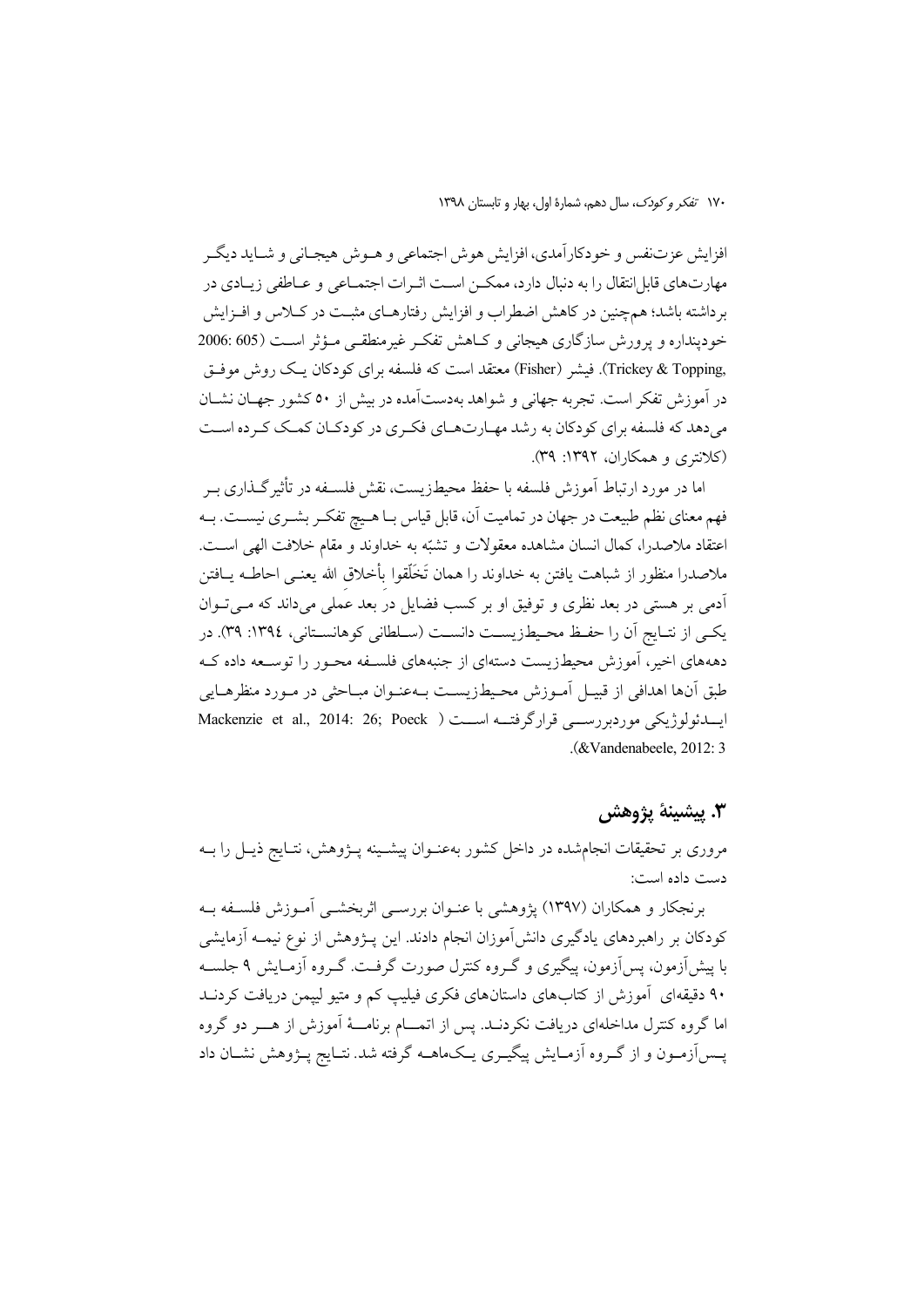افزایش عزت‌نفس و خودکارآمدی، افزایش هوش اجتماعی و هـوش هیجـانی و شـاید دیگـر مهارت‌های قابل‌انتقال را به دنبال دارد، ممکـن اسـت اثـرات اجتمـاعی و عـاطفی زیـادی در برداشته باشد؛ هم‌چنین در کاهش اضطراب و افزایش رفتارهـای مثبـت در کـلاس و افـزایش خودپنداره و پرورش سازگاری هیجانی و کـاهش تفکـر غیرمنطقـی مـؤثر اسـت (Trickey & Topping, 2006: 605). فیشر (Fisher) معتقد است که فلسفه برای کودکان یـک روش موفـق در آموزش تفکر است. تجربه جهانی و شواهد به‌دست‌آمده در بیش از ۵۰ کشور جهـان نشـان می‌دهد که فلسفه برای کودکان به رشد مهـارت‌هـای فکـری در کودکـان کمـک کـرده اسـت (کلانتری و همکاران، ۱۳۹۲: ۳۹).

اما در مورد ارتباط آموزش فلسفه با حفظ محیط‌زیست، نقش فلسـفه در تأثیرگـذاری بـر فهم معنای نظم طبیعت در جهان در تمامیت آن، قابل قیاس بـا هـیچ تفکـر بشـری نیسـت. بـه اعتقاد ملاصدرا، کمال انسان مشاهده معقولات و تشبّه به خداوند و مقام خلافت الهی اسـت. ملاصدرا منظور از شباهت یافتن به خداوند را همان تَخَلّقوا بِأخلاقِ الله یعنـی احاطـه یـافتن آدمی بر هستی در بعد نظری و توفیق او بر کسب فضایل در بعد عملی می‌داند که مـی‌تـوان یکـی از نتـایج آن را حفـظ محـیط‌زیسـت دانسـت (سـلطانی کوهانسـتانی، ۱۳۹٤: ۳۹). در دهه‌های اخیر، آموزش محیط‌زیست دسته‌ای از جنبه‌های فلسـفه محـور را توسـعه داده کـه طبق آن‌ها اهدافی از قبیـل آمـوزش محـیط‌زیسـت بـه‌عنـوان مبـاحثی در مـورد منظرهـایی ایـدئولوژیکی موردبررسـی قرارگرفتـه اسـت (Mackenzie et al., 2014: 26; Poeck &Vandenabeele, 2012: 3).

## ۳. پیشینهٔ پژوهش

مروری بر تحقیقات انجام‌شده در داخل کشور به‌عنـوان پیشـینه پـژوهش، نتـایج ذیـل را بـه دست داده است:

برنجکار و همکاران (۱۳۹۷) پژوهشی با عنـوان بررسـی اثربخشـی آمـوزش فلسـفه بـه کودکان بر راهبردهای یادگیری دانش‌آموزان انجام دادند. این پـژوهش از نوع نیمـه آزمایشی با پیش‌آزمون، پس‌آزمون، پیگیری و گـروه کنترل صورت گرفـت. گـروه آزمـایش ۹ جلسـه ۹۰ دقیقه‌ای آموزش از کتاب‌های داستان‌های فکری فیلیپ کم و متیو لیپمن دریافت کردنـد اما گروه کنترل مداخله‌ای دریافت نکردنـد. پس از اتمـــام برنامـــهٔ آموزش از هـــر دو گروه پـس‌آزمـون و از گـروه آزمـایش پیگیـری یـک‌ماهـه گرفته شد. نتـایج پـژوهش نشـان داد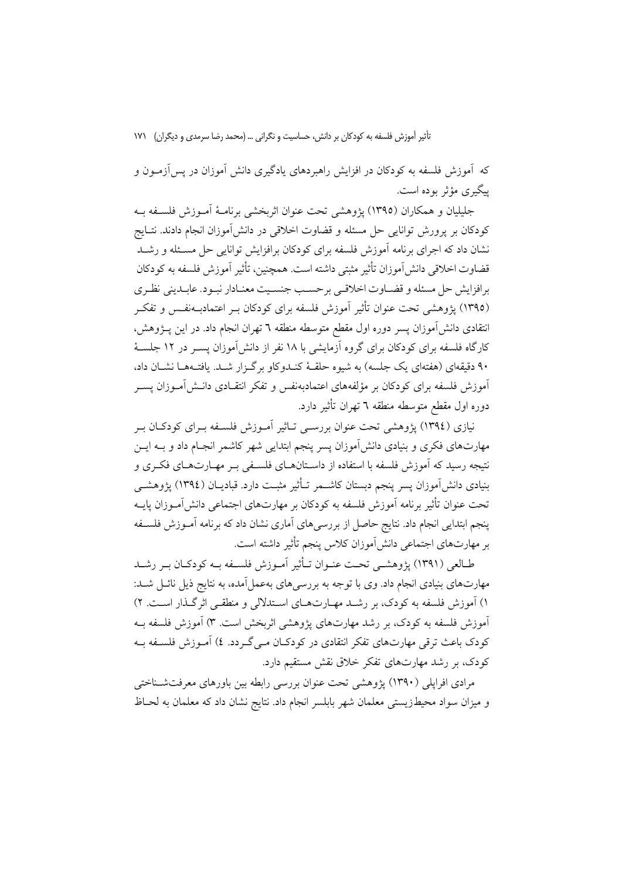که آموزش فلسفه به کودکان در افزایش راهبردهای یادگیری دانش آموزان در پس‌آزمون و پیگیری مؤثر بوده است.

جلیلیان و همکاران (۱۳۹۵) پژوهشی تحت عنوان اثربخشی برنامهٔ آموزش فلسفه به کودکان بر پرورش توانایی حل مسئله و قضاوت اخلاقی در دانش‌آموزان انجام دادند. نتایج نشان داد که اجرای برنامه آموزش فلسفه برای کودکان برافزایش توانایی حل مسئله و رشد قضاوت اخلاقی دانش‌آموزان تأثیر مثبتی داشته است. همچنین، تأثیر آموزش فلسفه به کودکان برافزایش حل مسئله و قضاوت اخلاقی برحسب جنسیت معنادار نبود. عابدینی نظری (۱۳۹۵) پژوهشی تحت عنوان تأثیر آموزش فلسفه برای کودکان بر اعتمادبه‌نفس و تفکر انتقادی دانش‌آموزان پسر دوره اول مقطع متوسطه منطقه ٦ تهران انجام داد. در این پژوهش، کارگاه فلسفه برای کودکان برای گروه آزمایشی با ۱۸ نفر از دانش‌آموزان پسر در ۱۲ جلسهٔ ۹۰ دقیقه‌ای (هفته‌ای یک جلسه) به شیوه حلقهٔ کندوکاو برگزار شد. یافته‌ها نشان داد، آموزش فلسفه برای کودکان بر مؤلفه‌های اعتمادبه‌نفس و تفکر انتقادی دانش‌آموزان پسر دوره اول مقطع متوسطه منطقه ٦ تهران تأثیر دارد.

نیازی (١٣٩٤) پژوهشی تحت عنوان بررسی تاثیر آموزش فلسفه برای کودکان بر مهارت‌های فکری و بنیادی دانش‌آموزان پسر پنجم ابتدایی شهر کاشمر انجام داد و به این نتیجه رسید که آموزش فلسفه با استفاده از داستان‌های فلسفی بر مهارت‌های فکری و بنیادی دانش‌آموزان پسر پنجم دبستان کاشمر تأثیر مثبت دارد. قبادیان (١٣٩٤) پژوهشی تحت عنوان تأثیر برنامه آموزش فلسفه به کودکان بر مهارت‌های اجتماعی دانش‌آموزان پایه پنجم ابتدایی انجام داد. نتایج حاصل از بررسی‌های آماری نشان داد که برنامه آموزش فلسفه بر مهارت‌های اجتماعی دانش‌آموزان کلاس پنجم تأثیر داشته است.

طالعی (۱۳۹۱) پژوهشی تحت عنوان تأثیر آموزش فلسفه به کودکان بر رشد مهارت‌های بنیادی انجام داد. وی با توجه به بررسی‌های به‌عمل‌آمده، به نتایج ذیل نائل شد: ۱) آموزش فلسفه به کودک، بر رشد مهارت‌های استدلالی و منطقی اثرگذار است. ۲) آموزش فلسفه به کودک، بر رشد مهارت‌های پژوهشی اثربخش است. ۳) آموزش فلسفه به کودک باعث ترقی مهارت‌های تفکر انتقادی در کودکان می‌گردد. ٤) آموزش فلسفه به کودک، بر رشد مهارت‌های تفکر خلاق نقش مستقیم دارد.

مرادی افراپلی (۱۳۹۰) پژوهشی تحت عنوان بررسی رابطه بین باورهای معرفت‌شناختی و میزان سواد محیط‌زیستی معلمان شهر بابلسر انجام داد. نتایج نشان داد که معلمان به لحاظ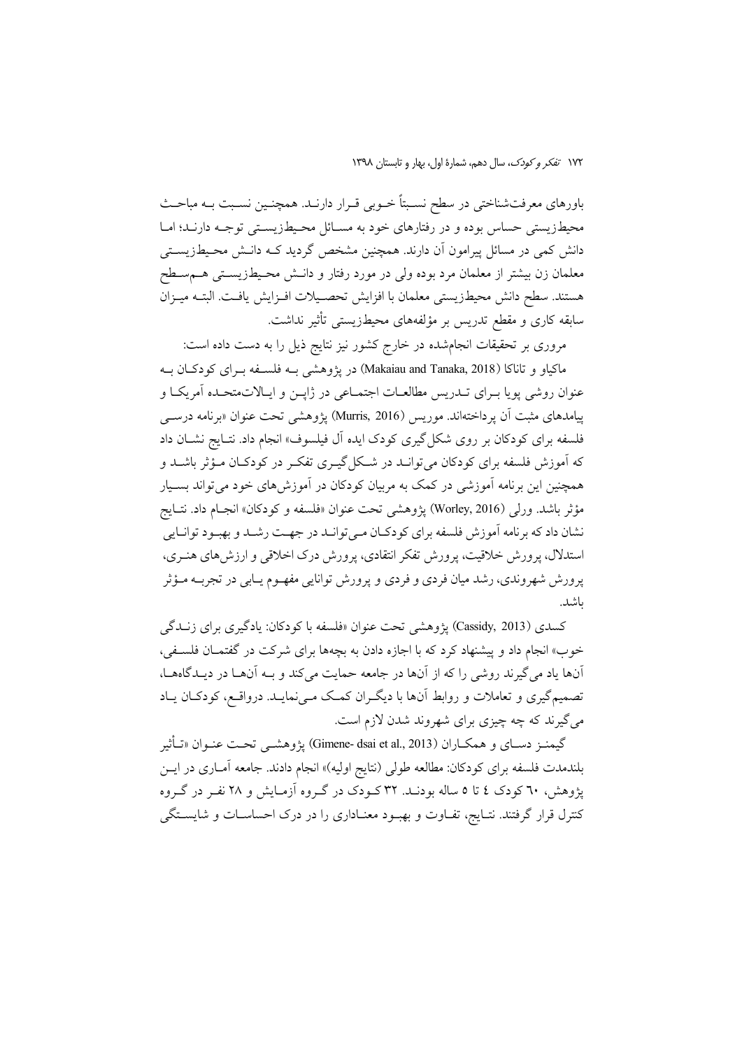باورهای معرفت‌شناختی در سطح نسبتاً خوبی قرار دارند. همچنین نسبت به مباحث محیط‌زیستی حساس بوده و در رفتارهای خود به مسائل محیط‌زیستی توجه دارند؛ اما دانش کمی در مسائل پیرامون آن دارند. همچنین مشخص گردید که دانش محیط‌زیستی معلمان زن بیشتر از معلمان مرد بوده ولی در مورد رفتار و دانش محیط‌زیستی هم‌سطح هستند. سطح دانش محیط‌زیستی معلمان با افزایش تحصیلات افزایش یافت. البته میزان سابقه کاری و مقطع تدریس بر مؤلفه‌های محیط‌زیستی تأثیر نداشت.

مروری بر تحقیقات انجام‌شده در خارج کشور نیز نتایج ذیل را به دست داده است:

ماکیاو و تاناکا (Makaiau and Tanaka, 2018) در پژوهشی به فلسفه برای کودکان به عنوان روشی پویا برای تدریس مطالعات اجتماعی در ژاپن و ایالات‌متحده آمریکا و پیامدهای مثبت آن پرداخته‌اند. موریس (Murris, 2016) پژوهشی تحت عنوان «برنامه درسی فلسفه برای کودکان بر روی شکل‌گیری کودک ایده آل فیلسوف» انجام داد. نتایج نشان داد که آموزش فلسفه برای کودکان می‌تواند در شکل‌گیری تفکر در کودکان مؤثر باشد و همچنین این برنامه آموزشی در کمک به مربیان کودکان در آموزش‌های خود می‌تواند بسیار مؤثر باشد. ورلی (Worley, 2016) پژوهشی تحت عنوان «فلسفه و کودکان» انجام داد. نتایج نشان داد که برنامه آموزش فلسفه برای کودکان می‌تواند در جهت رشد و بهبود توانایی استدلال، پرورش خلاقیت، پرورش تفکر انتقادی، پرورش درک اخلاقی و ارزش‌های هنری، پرورش شهروندی، رشد میان فردی و فردی و پرورش توانایی مفهوم یابی در تجربه مؤثر باشد.

کسدی (Cassidy, 2013) پژوهشی تحت عنوان «فلسفه با کودکان: یادگیری برای زندگی خوب» انجام داد و پیشنهاد کرد که با اجازه دادن به بچه‌ها برای شرکت در گفتمان فلسفی، آن‌ها یاد می‌گیرند روشی را که از آن‌ها در جامعه حمایت می‌کند و به آن‌ها در دیدگاه‌ها، تصمیم‌گیری و تعاملات و روابط آن‌ها با دیگران کمک می‌نماید. درواقع، کودکان یاد می‌گیرند که چه چیزی برای شهروند شدن لازم است.

گیمنز دسای و همکاران (Gimene- dsai et al., 2013) پژوهشی تحت عنوان «تأثیر بلندمدت فلسفه برای کودکان: مطالعه طولی (نتایج اولیه)» انجام دادند. جامعه آماری در این پژوهش، ٦٠ کودک ٤ تا ٥ ساله بودند. ٣٢ کودک در گروه آزمایش و ٢٨ نفر در گروه کنترل قرار گرفتند. نتایج، تفاوت و بهبود معناداری را در درک احساسات و شایستگی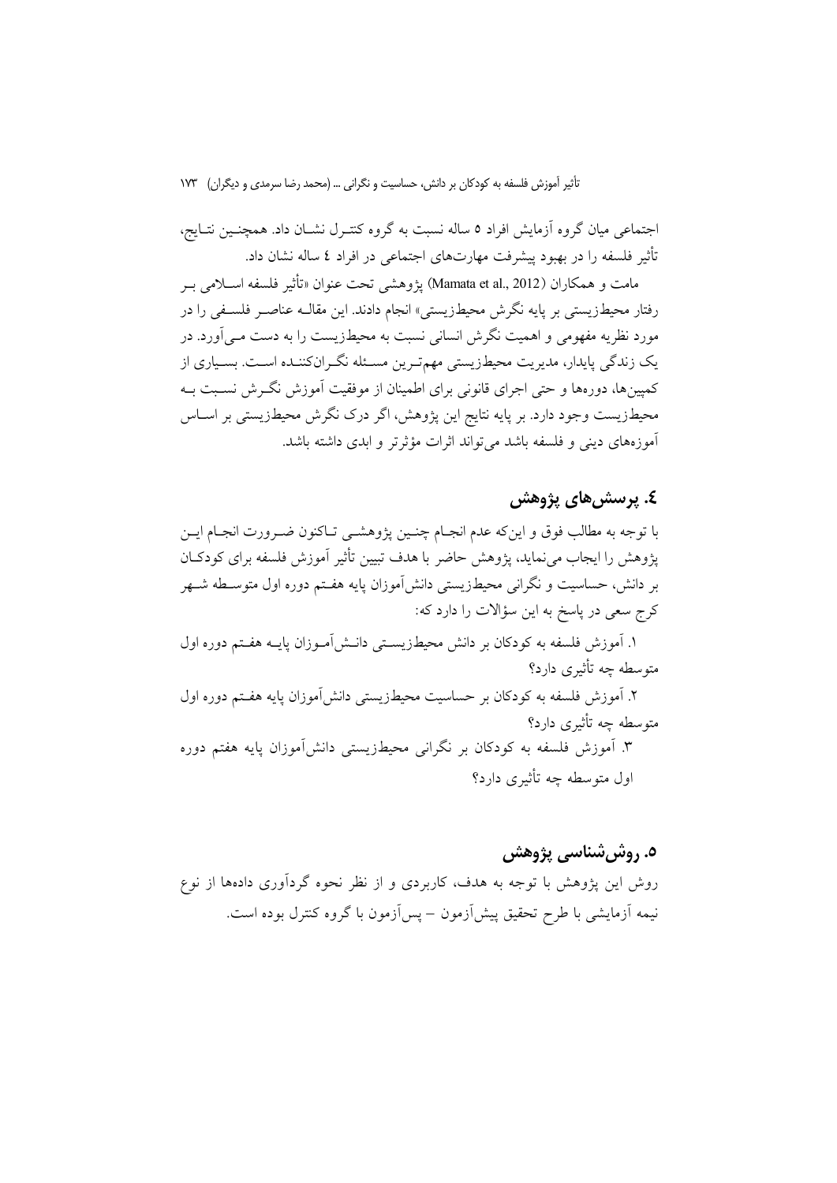اجتماعی میان گروه آزمایش افراد ۵ ساله نسبت به گروه کنترل نشان داد. همچنین نتایج، تأثیر فلسفه را در بهبود پیشرفت مهارت‌های اجتماعی در افراد ٤ ساله نشان داد.

مامت و همکاران (Mamata et al., 2012) پژوهشی تحت عنوان «تأثیر فلسفه اسلامی بر رفتار محیط‌زیستی بر پایه نگرش محیط‌زیستی» انجام دادند. این مقاله عناصر فلسفی را در مورد نظریه مفهومی و اهمیت نگرش انسانی نسبت به محیط‌زیست را به دست می‌آورد. در یک زندگی پایدار، مدیریت محیط‌زیستی مهم‌ترین مسئله نگران‌کننده است. بسیاری از کمپین‌ها، دوره‌ها و حتی اجرای قانونی برای اطمینان از موفقیت آموزش نگرش نسبت به محیط‌زیست وجود دارد. بر پایه نتایج این پژوهش، اگر درک نگرش محیط‌زیستی بر اساس آموزه‌های دینی و فلسفه باشد می‌تواند اثرات مؤثرتر و ابدی داشته باشد.

## ٤. پرسش‌های پژوهش

با توجه به مطالب فوق و این‌که عدم انجام چنین پژوهشی تاکنون ضرورت انجام این پژوهش را ایجاب می‌نماید، پژوهش حاضر با هدف تبیین تأثیر آموزش فلسفه برای کودکان بر دانش، حساسیت و نگرانی محیط‌زیستی دانش‌آموزان پایه هفتم دوره اول متوسطه شهر کرج سعی در پاسخ به این سؤالات را دارد که:

۱. آموزش فلسفه به کودکان بر دانش محیط‌زیستی دانش‌آموزان پایه هفتم دوره اول متوسطه چه تأثیری دارد؟

۲. آموزش فلسفه به کودکان بر حساسیت محیط‌زیستی دانش‌آموزان پایه هفتم دوره اول متوسطه چه تأثیری دارد؟

۳. آموزش فلسفه به کودکان بر نگرانی محیط‌زیستی دانش‌آموزان پایه هفتم دوره اول متوسطه چه تأثیری دارد؟

## ۵. روش‌شناسی پژوهش

روش این پژوهش با توجه به هدف، کاربردی و از نظر نحوه گردآوری داده‌ها از نوع نیمه آزمایشی با طرح تحقیق پیش‌آزمون – پس‌آزمون با گروه کنترل بوده است.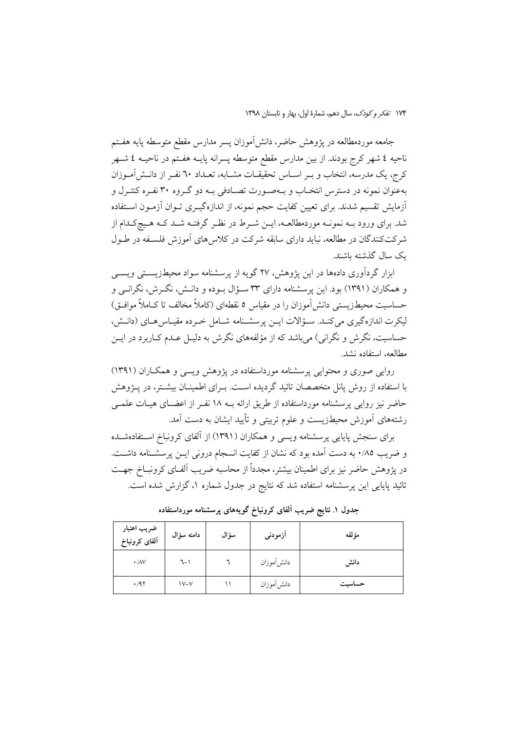جامعه موردمطالعه در پژوهش حاضر، دانش‌آموزان پسر مدارس مقطع متوسطه پایه هفتم ناحیه ٤ شهر کرج بودند. از بین مدارس مقطع متوسطه پسرانه پایه هفتم در ناحیه ٤ شهر کرج، یک مدرسه، انتخاب و بر اساس تحقیقات مشابه، تعداد ٦٠ نفر از دانش‌آموزان به‌عنوان نمونه در دسترس انتخاب و به‌صورت تصادفی به دو گروه ۳۰ نفره کنترل و آزمایش تقسیم شدند. برای تعیین کفایت حجم نمونه، از اندازه‌گیری توان آزمون استفاده شد. برای ورود به نمونه موردمطالعه، این شرط در نظر گرفته شد که هیچ‌کدام از شرکت‌کنندگان در مطالعه، نباید دارای سابقه شرکت در کلاس‌های آموزش فلسفه در طول یک سال گذشته باشند.

ابزار گردآوری داده‌ها در این پژوهش، ۲۷ گویه از پرسشنامه سواد محیط‌زیستی ویسی و همکاران (۱۳۹۱) بود. این پرسشنامه دارای ۳۳ سؤال بوده و دانش، نگرش، نگرانی و حساسیت محیط‌زیستی دانش‌آموزان را در مقیاس ۵ نقطه‌ای (کاملاً مخالف تا کاملاً موافق) لیکرت اندازه‌گیری می‌کند. سؤالات این پرسشنامه شامل خرده مقیاس‌های (دانش، حساسیت، نگرش و نگرانی) می‌باشد که از مؤلفه‌های نگرش به دلیل عدم کاربرد در این مطالعه، استفاده نشد.

روایی صوری و محتوایی پرسشنامه مورداستفاده در پژوهش ویسی و همکاران (۱۳۹۱) با استفاده از روش پانل متخصصان تائید گردیده است. برای اطمینان بیشتر، در پژوهش حاضر نیز روایی پرسشنامه مورداستفاده از طریق ارائه به ۱۸ نفر از اعضای هیات علمی رشته‌های آموزش محیطزیست و علوم تربیتی و تأیید ایشان به دست آمد.

برای سنجش پایایی پرسشنامه ویسی و همکاران (۱۳۹۱) از آلفای کرونباخ استفاده‌شده و ضریب ۰/۸۵ به دست آمده بود که نشان از کفایت انسجام درونی این پرسشنامه داشت. در پژوهش حاضر نیز برای اطمینان بیشتر، مجدداً از محاسبه ضریب آلفای کرونباخ جهت تائید پایایی این پرسشنامه استفاده شد که نتایج در جدول شماره ۱، گزارش شده است.

**جدول ۱. نتایج ضریب آلفای کرونباخ گویه‌های پرسشنامه مورداستفاده**

| مؤلفه | آزمودنی | سؤال | دامنه سؤال | ضریب اعتبار آلفای کرونباخ |
|---|---|---|---|---|
| **دانش** | دانش‌آموزان | ٦ | ١-٦ | ٠/٨٧ |
| **حساسیت** | دانش‌آموزان | ١١ | ٧-١٧ | ٠/٩٢ |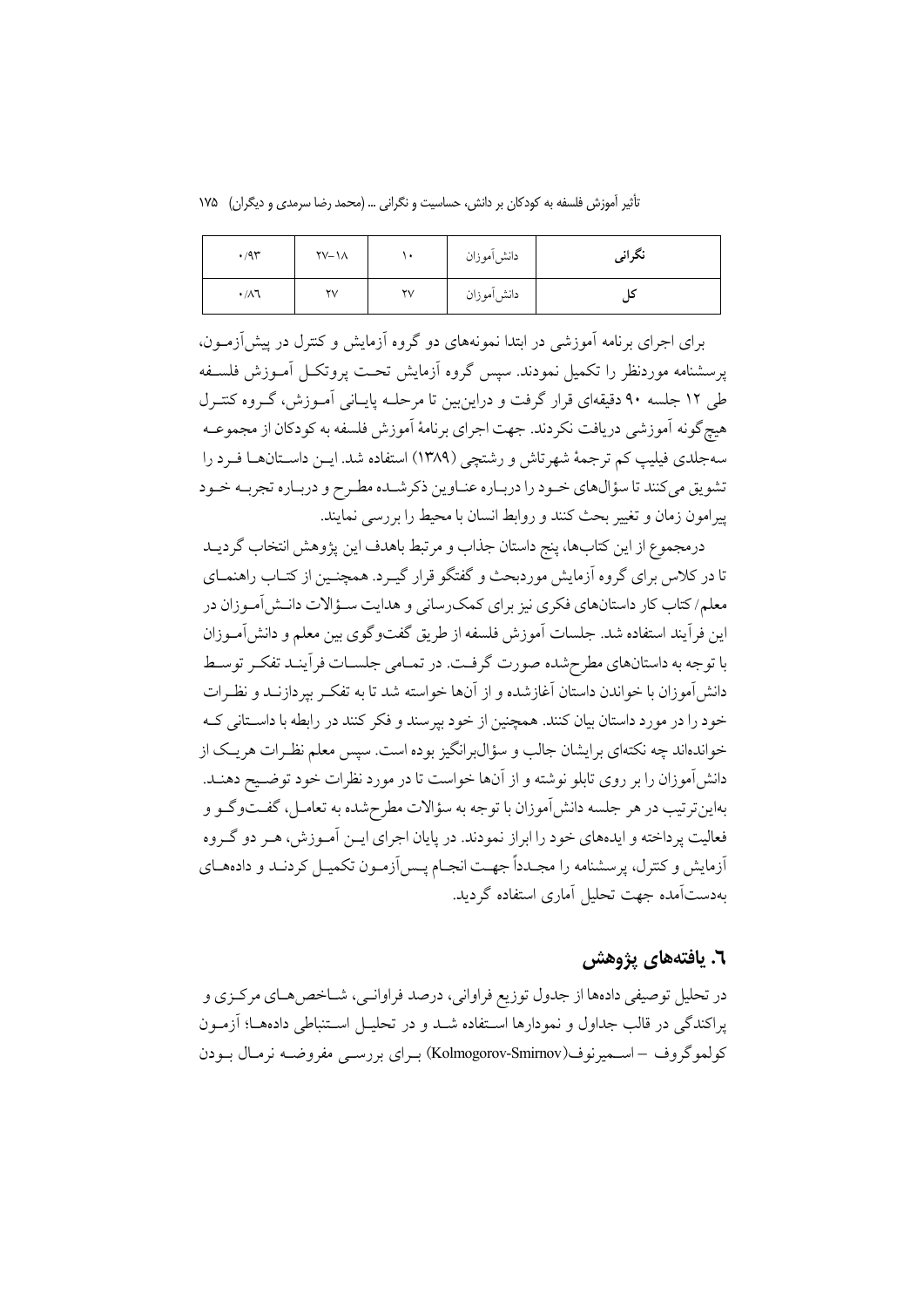| ۰/۹۳ | ۲۷–۱۸ | ۱۰ | دانش‌آموزان | **نگرانی** |
| --- | --- | --- | --- | --- |
| ۰/۸٦ | ۲۷ | ۲۷ | دانش‌آموزان | **کل** |

برای اجرای برنامه آموزشی در ابتدا نمونه‌های دو گروه آزمایش و کنترل در پیش‌آزمون، پرسشنامه موردنظر را تکمیل نمودند. سپس گروه آزمایش تحت پروتکل آموزش فلسفه طی ۱۲ جلسه ۹۰ دقیقه‌ای قرار گرفت و دراین‌بین تا مرحله پایانی آموزش، گروه کنترل هیچ‌گونه آموزشی دریافت نکردند. جهت اجرای برنامهٔ آموزش فلسفه به کودکان از مجموعه سه‌جلدی فیلیپ کم ترجمهٔ شهرتاش و رشتچی (۱۳۸۹) استفاده شد. این داستان‌ها فرد را تشویق می‌کنند تا سؤال‌های خود را درباره عناوین ذکرشده مطرح و درباره تجربه خود پیرامون زمان و تغییر بحث کنند و روابط انسان با محیط را بررسی نمایند.

درمجموع از این کتاب‌ها، پنج داستان جذاب و مرتبط باهدف این پژوهش انتخاب گردید تا در کلاس برای گروه آزمایش موردبحث و گفتگو قرار گیرد. همچنین از کتاب راهنمای معلم/ کتاب کار داستان‌های فکری نیز برای کمک‌رسانی و هدایت سؤالات دانش‌آموزان در این فرآیند استفاده شد. جلسات آموزش فلسفه از طریق گفت‌وگوی بین معلم و دانش‌آموزان با توجه به داستان‌های مطرح‌شده صورت گرفت. در تمامی جلسات فرآیند تفکر توسط دانش‌آموزان با خواندن داستان آغازشده و از آن‌ها خواسته شد تا به تفکر بپردازند و نظرات خود را در مورد داستان بیان کنند. همچنین از خود بپرسند و فکر کنند در رابطه با داستانی که خوانده‌اند چه نکته‌ای برایشان جالب و سؤال‌برانگیز بوده است. سپس معلم نظرات هریک از دانش‌آموزان را بر روی تابلو نوشته و از آن‌ها خواست تا در مورد نظرات خود توضیح دهند. بهاین‌ترتیب در هر جلسه دانش‌آموزان با توجه به سؤالات مطرح‌شده به تعامل، گفت‌وگو و فعالیت پرداخته و ایده‌های خود را ابراز نمودند. در پایان اجرای این آموزش، هر دو گروه آزمایش و کنترل، پرسشنامه را مجدداً جهت انجام پس‌آزمون تکمیل کردند و داده‌های به‌دست‌آمده جهت تحلیل آماری استفاده گردید.

## ٦. یافته‌های پژوهش

در تحلیل توصیفی داده‌ها از جدول توزیع فراوانی، درصد فراوانی، شاخص‌های مرکزی و پراکندگی در قالب جداول و نمودارها استفاده شد و در تحلیل استنباطی داده‌ها؛ آزمون کولموگروف – اسمیرنوف(Kolmogorov-Smirnov) برای بررسی مفروضه نرمال بودن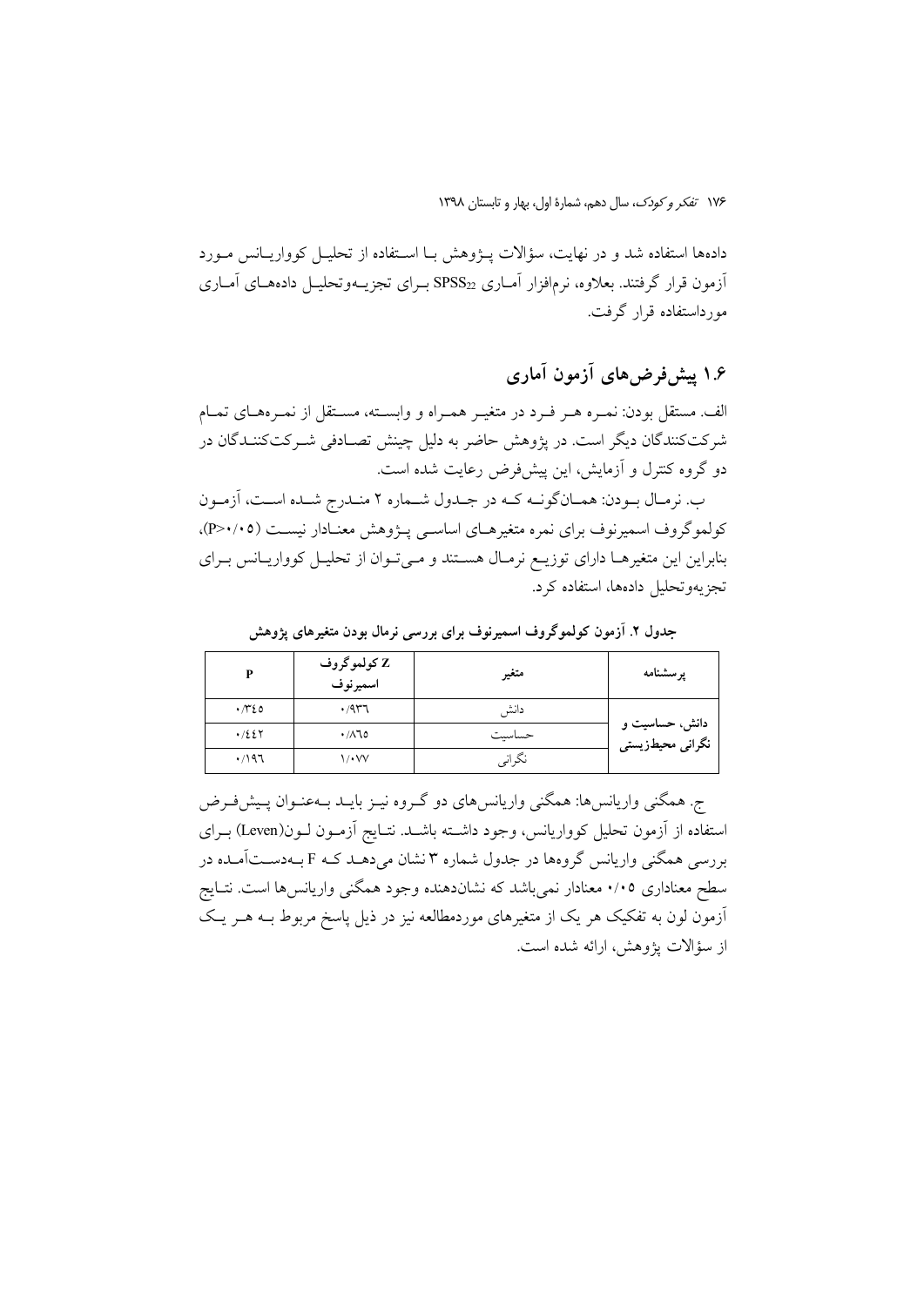داده‌ها استفاده شد و در نهایت، سؤالات پـژوهش بـا اسـتفاده از تحلیـل کوواریـانس مـورد آزمون قرار گرفتند. بعلاوه، نرم‌افزار آمـاری $SPSS_{22}$ بـرای تجزیـه‌وتحلیـل داده‌هـای آمـاری مورداستفاده قرار گرفت.

## ۱.۶ پیش‌فرض‌های آزمون آماری

الف. مستقل بودن: نمـره هـر فـرد در متغیـر همـراه و وابسـته، مسـتقل از نمـره‌هـای تمـام شرکت‌کنندگان دیگر است. در پژوهش حاضر به دلیل چینش تصـادفی شـرکت‌کننـدگان در دو گروه کنترل و آزمایش، این پیش‌فرض رعایت شده است.

ب. نرمـال بـودن: همـان‌گونـه کـه در جـدول شـماره ۲ منـدرج شـده اسـت، آزمـون کولموگروف اسمیرنوف برای نمره متغیرهـای اساسـی پـژوهش معنـادار نیسـت (P>۰/۰۵)، بنابراین این متغیرهـا دارای توزیـع نرمـال هسـتند و مـی‌تـوان از تحلیـل کوواریـانس بـرای تجزیه‌وتحلیل داده‌ها، استفاده کرد.

**جدول ۲. آزمون کولموگروف اسمیرنوف برای بررسی نرمال بودن متغیرهای پژوهش**

| پرسشنامه | متغیر | Z کولموگروف اسمیرنوف | P |
|---|---|---|---|
| دانش، حساسیت و نگرانی محیط‌زیستی | دانش | ۰/۹۳۶ | ۰/۳۴۵ |
| | حساسیت | ۰/۸۶۵ | ۰/۴۴۲ |
| | نگرانی | ۱/۰۷۷ | ۰/۱۹۶ |

ج. همگنی واریانس‌ها: همگنی واریانس‌های دو گـروه نیـز بایـد بـه‌عنـوان پـیش‌فـرض استفاده از آزمون تحلیل کوواریانس، وجود داشـته باشـد. نتـایج آزمـون لـون(Leven) بـرای بررسی همگنی واریانس گروه‌ها در جدول شماره ۳ نشان می‌دهـد کـه F بـه‌دسـت‌آمـده در سطح معناداری ۰/۰۵ معنادار نمی‌باشد که نشان‌دهنده وجود همگنی واریانس‌ها است. نتـایج آزمون لون به تفکیک هر یک از متغیرهای موردمطالعه نیز در ذیل پاسخ مربوط بـه هـر یـک از سؤالات پژوهش، ارائه شده است.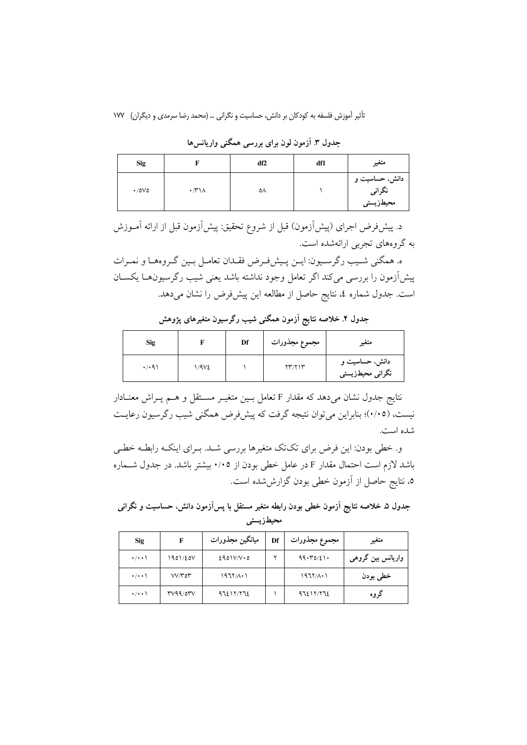**جدول ۳. آزمون لون برای بررسی همگنی واریانس‌ها**

| متغیر | df1 | df2 | F | Sig |
| --- | --- | --- | --- | --- |
| دانش، حساسیت و نگرانی محیط‌زیستی | ۱ | ۵۸ | ۰/۳۱۸ | ۰/۵۷۵ |

د. پیش‌فرض اجرای (پیش‌آزمون) قبل از شروع تحقیق: پیش‌آزمون قبل از ارائه آمـوزش به گروه‌های تجربی ارائه‌شده است.

ه. همگنی شـیب رگرسـیون: ایـن پـیش‌فـرض فقـدان تعامـل بـین گـروه‌هـا و نمـرات پیش‌آزمون را بررسی می‌کند اگر تعامل وجود نداشته باشد یعنی شیب رگرسیون‌هـا یکسـان است. جدول شماره ٤، نتایج حاصل از مطالعه این پیش‌فرض را نشان می‌دهد.

**جدول ۴. خلاصه نتایج آزمون همگنی شیب رگرسیون متغیرهای پژوهش**

| متغیر | مجموع مجذورات | Df | F | Sig |
| --- | --- | --- | --- | --- |
| دانش، حساسیت و نگرانی محیط‌زیستی | ۲۳/۲۱۳ | ۱ | ۱/۹۷٤ | ۰/۰۹۱ |

نتایج جدول نشان می‌دهد که مقدار F تعامل بـین متغیـر مسـتقل و هـم پـراش معنـادار نیست، (۰/۰۵)؛ بنابراین می‌توان نتیجه گرفت که پیش‌فرض همگنی شیب رگرسیون رعایـت شده است.

و. خطی بودن: این فرض برای تک‌تک متغیرها بررسی شـد. بـرای اینکـه رابطـه خطـی باشد لازم است احتمال مقدار F در عامل خطی بودن از ۰/۰۵ بیشتر باشد. در جدول شـماره ۵، نتایج حاصل از آزمون خطی بودن گزارش‌شده است.

**جدول ۵. خلاصه نتایج آزمون خطی بودن رابطه متغیر مستقل با پس‌آزمون دانش، حساسیت و نگرانی محیط‌زیستی**

| متغیر | مجموع مجذورات | Df | میانگین مجذورات | F | Sig |
| --- | --- | --- | --- | --- | --- |
| واریانس بین گروهی | ۹۹۰۳۵/٤۱۰ | ۲ | ٤۹۵۱۷/۷۰۵ | ۱۹۵۱/٤۵۷ | ۰/۰۰۱ |
| خطی بودن | ۱۹٦۲/۸۰۱ | | ۱۹٦۲/۸۰۱ | ۷۷/۳۵۳ | ۰/۰۰۱ |
| گروه | ۹٦٤۱۲/۲٦٤ | ۱ | ۹٦٤۱۲/۲٦٤ | ۳۷۹۹/۵۳۷ | ۰/۰۰۱ |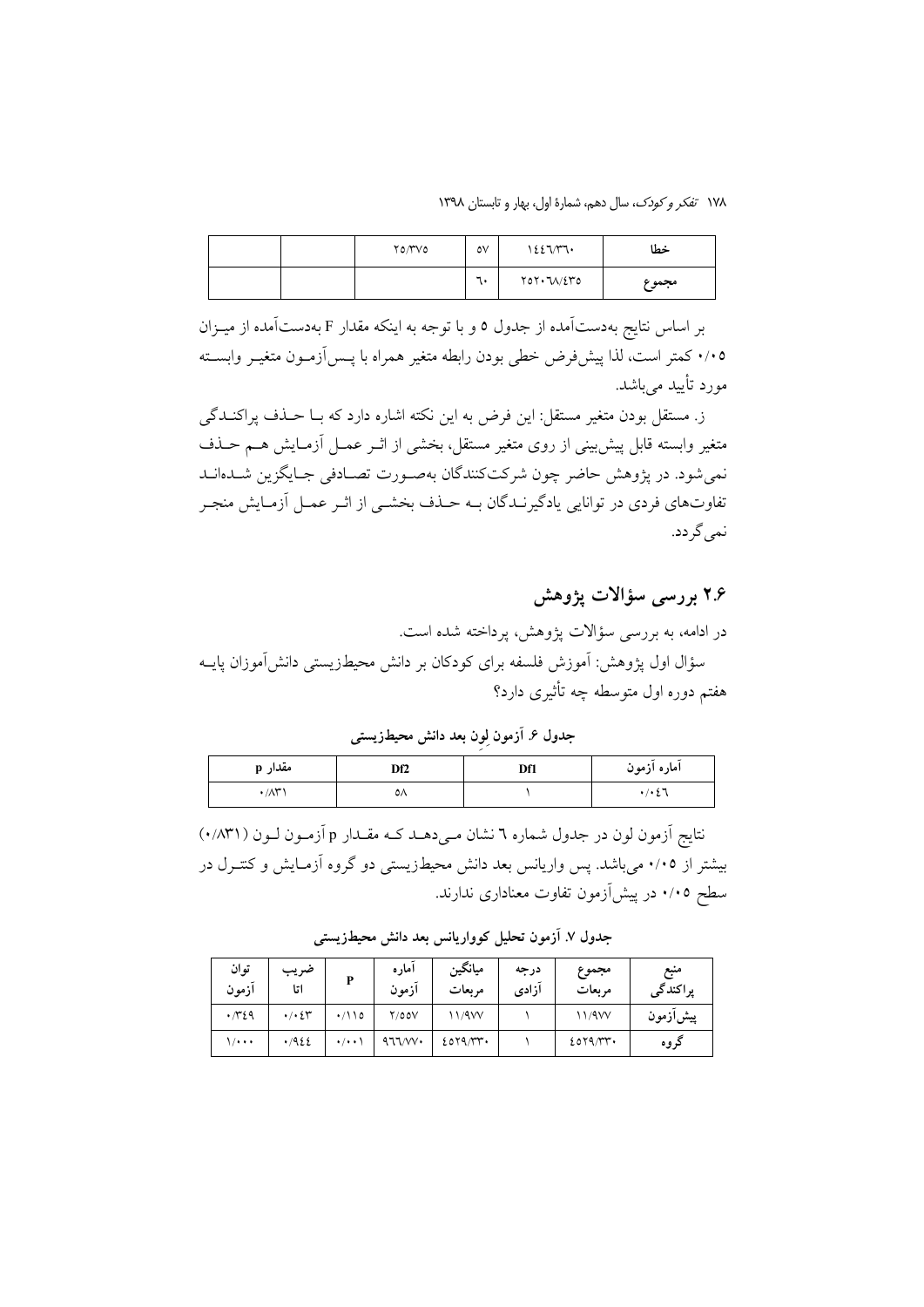|  |  | ۲۵/۳۷۵ | ۵۷ | ۱۴۴۶/۳۶۰ | خطا |
|---|---|---|---|---|---|
|  |  |  | ۶۰ | ۲۵۲۰۶۸/۴۳۵ | مجموع |

بر اساس نتایج به‌دست‌آمده از جدول ۵ و با توجه به اینکه مقدار F به‌دست‌آمده از میزان ۰/۰۵ کمتر است، لذا پیش‌فرض خطی بودن رابطه متغیر همراه با پس‌آزمون متغیر وابسته مورد تأیید می‌باشد.

ز. مستقل بودن متغیر مستقل: این فرض به این نکته اشاره دارد که با حذف پراکندگی متغیر وابسته قابل پیش‌بینی از روی متغیر مستقل، بخشی از اثر عمل آزمایش هم حذف نمی‌شود. در پژوهش حاضر چون شرکت‌کنندگان به‌صورت تصادفی جایگزین شده‌اند تفاوت‌های فردی در توانایی یادگیرندگان به حذف بخشی از اثر عمل آزمایش منجر نمی‌گردد.

## ۲.۶ بررسی سؤالات پژوهش

در ادامه، به بررسی سؤالات پژوهش، پرداخته شده است.

سؤال اول پژوهش: آموزش فلسفه برای کودکان بر دانش محیطزیستی دانش‌آموزان پایه هفتم دوره اول متوسطه چه تأثیری دارد؟

**جدول ۶. آزمون لِوِن بعد دانش محیطزیستی**

| مقدار p | Df2 | Df1 | آماره آزمون |
|---|---|---|---|
| ۰/۸۳۱ | ۵۸ | ۱ | ۰/۰۴۶ |

نتایج آزمون لون در جدول شماره ۶ نشان می‌دهد که مقدار p آزمون لون (۰/۸۳۱) بیشتر از ۰/۰۵ می‌باشد. پس واریانس بعد دانش محیطزیستی دو گروه آزمایش و کنترل در سطح ۰/۰۵ در پیش‌آزمون تفاوت معناداری ندارند.

**جدول ۷. آزمون تحلیل کوواریانس بعد دانش محیطزیستی**

| توان آزمون | ضریب اتا | P | آماره آزمون | میانگین مربعات | درجه آزادی | مجموع مربعات | منبع پراکندگی |
|---|---|---|---|---|---|---|---|
| ۰/۳۴۹ | ۰/۰۴۳ | ۰/۱۱۵ | ۲/۵۵۷ | ۱۱/۹۷۷ | ۱ | ۱۱/۹۷۷ | پیش‌آزمون |
| ۱/۰۰۰ | ۰/۹۴۴ | ۰/۰۰۱ | ۹۶۶/۷۷۰ | ۴۵۲۹/۳۳۰ | ۱ | ۴۵۲۹/۳۳۰ | گروه |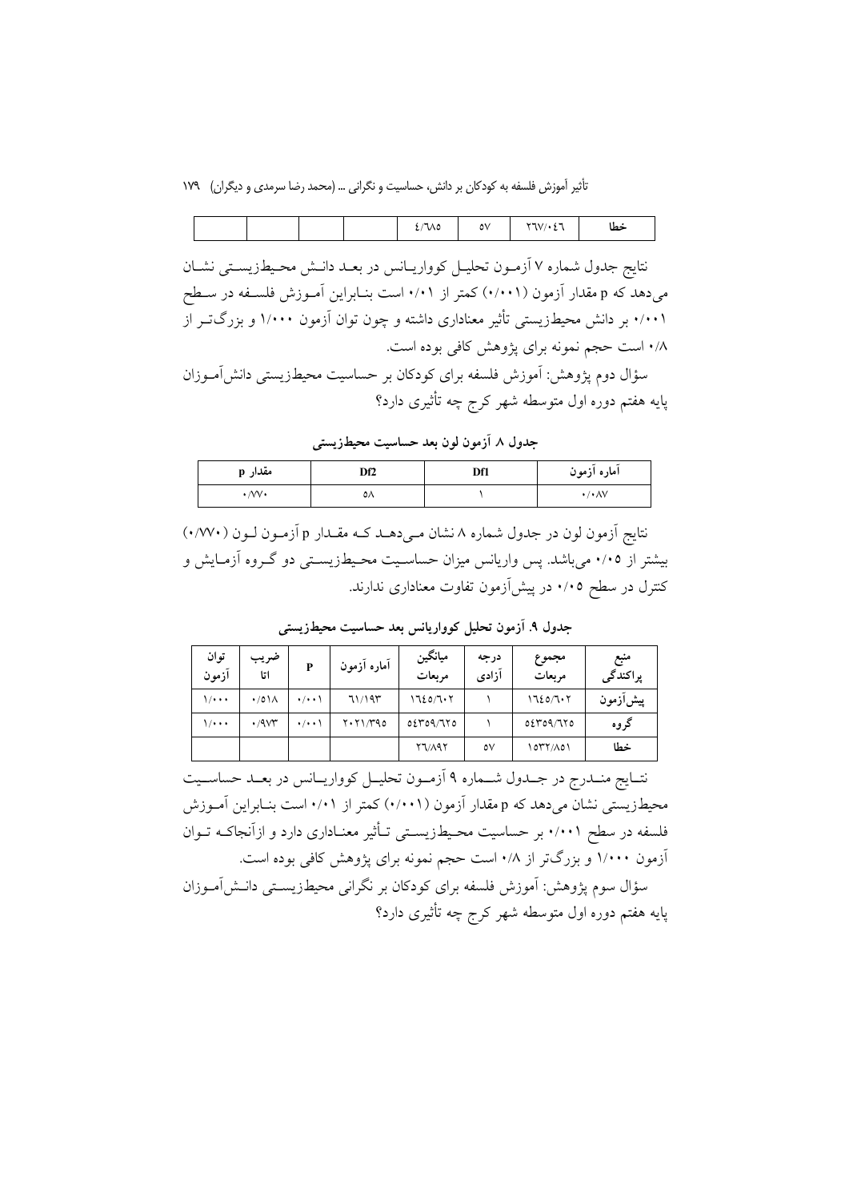|  |  |  |  | ٤/٦٨٥ | ٥٧ | ٢٦٧/٠٤٦ | خطا |
|---|---|---|---|---|---|---|---|

نتایج جدول شماره ۷ آزمـون تحلیـل کوواریـانس در بعـد دانـش محـیط‌زیسـتی نشـان می‌دهد که p مقدار آزمون (۰/۰۰۱) کمتر از ۰/۰۱ است بنـابراین آمـوزش فلسـفه در سـطح ۰/۰۰۱ بر دانش محیط‌زیستی تأثیر معناداری داشته و چون توان آزمون ۱/۰۰۰ و بزرگ‌تـر از ۰/۸ است حجم نمونه برای پژوهش کافی بوده است.

سؤال دوم پژوهش: آموزش فلسفه برای کودکان بر حساسیت محیط‌زیستی دانش‌آمـوزان پایه هفتم دوره اول متوسطه شهر کرج چه تأثیری دارد؟

**جدول ۸ آزمون لون بعد حساسیت محیط‌زیستی**

| آماره آزمون | Df1 | Df2 | مقدار p |
|---|---|---|---|
| ۰/۰۸۷ | ۱ | ۵۸ | ۰/۷۷۰ |

نتایج آزمون لون در جدول شماره ۸ نشان مـی‌دهـد کـه مقـدار p آزمـون لـون (۰/۷۷۰) بیشتر از ۰/۰۵ می‌باشد. پس واریانس میزان حساسـیت محـیط‌زیسـتی دو گـروه آزمـایش و کنترل در سطح ۰/۰۵ در پیش‌آزمون تفاوت معناداری ندارند.

**جدول ۹. آزمون تحلیل کوواریانس بعد حساسیت محیط‌زیستی**

| منبع پراکندگی | مجموع مربعات | درجه آزادی | میانگین مربعات | آماره آزمون | P | ضریب اتا | توان آزمون |
|---|---|---|---|---|---|---|---|
| پیش‌آزمون | ١٦٤٥/٦٠٢ | ۱ | ١٦٤٥/٦٠٢ | ٦١/١٩٣ | ۰/۰۰۱ | ۰/۵۱۸ | ۱/۰۰۰ |
| گروه | ٥٤٣٥٩/٦٢٥ | ۱ | ٥٤٣٥٩/٦٢٥ | ٢٠٢١/٣٩٥ | ۰/۰۰۱ | ۰/۹۷۳ | ۱/۰۰۰ |
| خطا | ١٥٣٢/٨٥١ | ۵۷ | ٢٦/٨٩٢ |  |  |  |  |

نتـایج منـدرج در جـدول شـماره ۹ آزمـون تحلیـل کوواریـانس در بعـد حساسـیت محیط‌زیستی نشان می‌دهد که p مقدار آزمون (۰/۰۰۱) کمتر از ۰/۰۱ است بنـابراین آمـوزش فلسفه در سطح ۰/۰۰۱ بر حساسیت محـیط‌زیسـتی تـأثیر معنـاداری دارد و ازآنجاکـه تـوان آزمون ۱/۰۰۰ و بزرگ‌تر از ۰/۸ است حجم نمونه برای پژوهش کافی بوده است.

سؤال سوم پژوهش: آموزش فلسفه برای کودکان بر نگرانی محیط‌زیسـتی دانـش‌آمـوزان پایه هفتم دوره اول متوسطه شهر کرج چه تأثیری دارد؟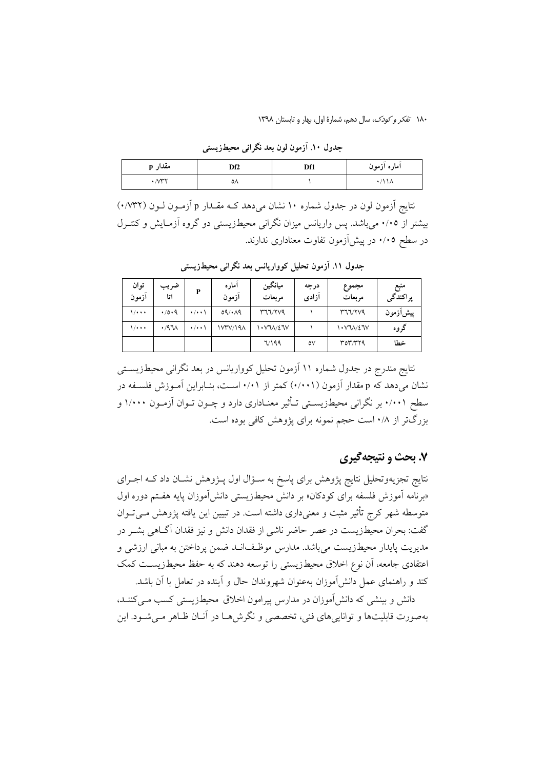جدول ۱۰. آزمون لون بعد نگرانی محیط‌زیستی

| آماره آزمون | Df1 | Df2 | مقدار p |
| --- | --- | --- | --- |
| ۰/۱۱۸ | ۱ | ۵۸ | ۰/۷۳۲ |

نتایج آزمون لون در جدول شماره ۱۰ نشان می‌دهد کـه مقـدار p آزمـون لـون (۰/۷۳۲) بیشتر از ۰/۰۵ می‌باشد. پس واریانس میزان نگرانی محیط‌زیستی دو گروه آزمـایش و کنتـرل در سطح ۰/۰۵ در پیش‌آزمون تفاوت معناداری ندارند.

جدول ۱۱. آزمون تحلیل کوواریانس بعد نگرانی محیط‌زیستی

| منبع پراکندگی | مجموع مربعات | درجه آزادی | میانگین مربعات | آماره آزمون | P | ضریب اتا | توان آزمون |
| --- | --- | --- | --- | --- | --- | --- | --- |
| پیش‌آزمون | ۳۶۶/۲۷۹ | ۱ | ۳۶۶/۲۷۹ | ۵۹/۰۸۹ | ۰/۰۰۱ | ۰/۵۰۹ | ۱/۰۰۰ |
| گروه | ۱۰۷۶۸/۴۶۷ | ۱ | ۱۰۷۶۸/۴۶۷ | ۱۷۳۷/۱۹۸ | ۰/۰۰۱ | ۰/۹۶۸ | ۱/۰۰۰ |
| خطا | ۳۵۳/۳۲۹ | ۵۷ | ۶/۱۹۹ | | | | |

نتایج مندرج در جدول شماره ۱۱ آزمون تحلیل کوواریانس در بعد نگرانی محیط‌زیسـتی نشان می‌دهد که p مقدار آزمون (۰/۰۰۱) کمتر از ۰/۰۱ اسـت، بنـابراین آمـوزش فلسـفه در سطح ۰/۰۰۱ بر نگرانی محیط‌زیسـتی تـأثیر معنـاداری دارد و چـون تـوان آزمـون ۱/۰۰۰ و بزرگ‌تر از ۰/۸ است حجم نمونه برای پژوهش کافی بوده است.

## ۷. بحث و نتیجه‌گیری

نتایج تجزیه‌وتحلیل نتایج پژوهش برای پاسخ به سـؤال اول پـژوهش نشـان داد کـه اجـرای «برنامه آموزش فلسفه برای کودکان» بر دانش محیط‌زیستی دانش‌آموزان پایه هفـتم دوره اول متوسطه شهر کرج تأثیر مثبت و معنی‌داری داشته است. در تبیین این یافته پژوهش مـی‌تـوان گفت: بحران محیط‌زیست در عصر حاضر ناشی از فقدان دانش و نیز فقدان آگـاهی بشـر در مدیریت پایدار محیط‌زیست می‌باشد. مدارس موظـف‌انـد ضمن پرداختن به مبانی ارزشی و اعتقادی جامعه، آن نوع اخلاق محیط‌زیستی را توسعه دهند که به حفظ محیط‌زیسـت کمک کند و راهنمای عمل دانش‌آموزان به‌عنوان شهروندان حال و آینده در تعامل با آن باشد.

دانش و بینشی که دانش‌آموزان در مدارس پیرامون اخلاق محیط‌زیستی کسب مـی‌کننـد، به‌صورت قابلیت‌ها و توانایی‌های فنی، تخصصی و نگرش‌هـا در آنـان ظـاهر مـی‌شـود. این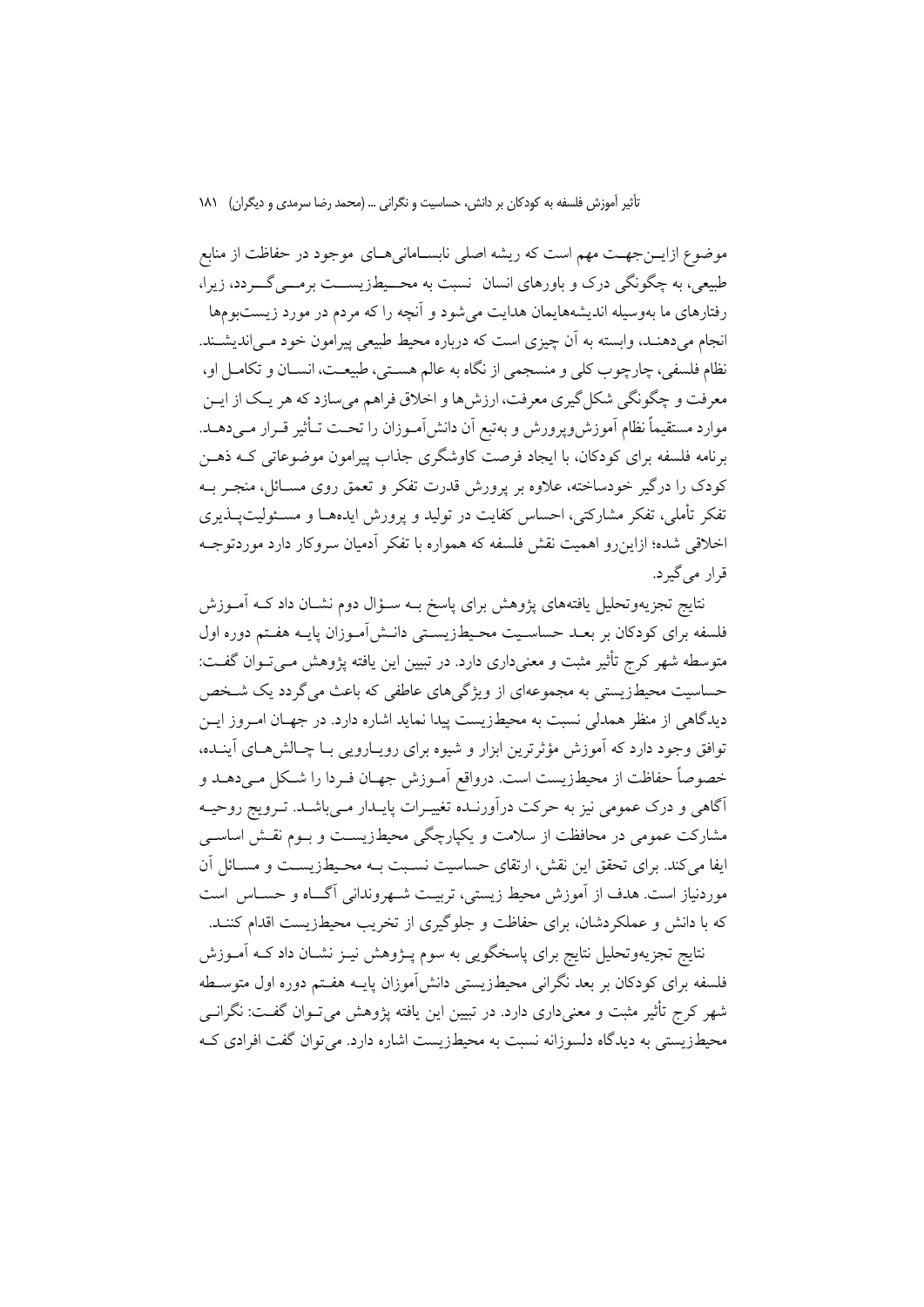موضوع ازاین‌جهت مهم است که ریشه اصلی نابسامانی‌های موجود در حفاظت از منابع طبیعی، به چگونگی درک و باورهای انسان نسبت به محیط‌زیست برمی‌گردد، زیرا، رفتارهای ما به‌وسیله اندیشه‌هایمان هدایت می‌شود و آنچه را که مردم در مورد زیست‌بوم‌ها انجام می‌دهند، وابسته به آن چیزی است که درباره محیط طبیعی پیرامون خود می‌اندیشند. نظام فلسفی، چارچوب کلی و منسجمی از نگاه به عالم هستی، طبیعت، انسان و تکامل او، معرفت و چگونگی شکل‌گیری معرفت، ارزش‌ها و اخلاق فراهم می‌سازد که هر یک از این موارد مستقیماً نظام آموزش‌وپرورش و به‌تبع آن دانش‌آموزان را تحت تأثیر قرار می‌دهد. برنامه فلسفه برای کودکان، با ایجاد فرصت کاوشگری جذاب پیرامون موضوعاتی که ذهن کودک را درگیر خودساخته، علاوه بر پرورش قدرت تفکر و تعمق روی مسائل، منجر به تفکر تأملی، تفکر مشارکتی، احساس کفایت در تولید و پرورش ایده‌ها و مسئولیت‌پذیری اخلاقی شده؛ ازاین‌رو اهمیت نقش فلسفه که همواره با تفکر آدمیان سروکار دارد موردتوجه قرار می‌گیرد.

نتایج تجزیه‌وتحلیل یافته‌های پژوهش برای پاسخ به سؤال دوم نشان داد که آموزش فلسفه برای کودکان بر بعد حساسیت محیط‌زیستی دانش‌آموزان پایه هفتم دوره اول متوسطه شهر کرج تأثیر مثبت و معنی‌داری دارد. در تبیین این یافته پژوهش می‌توان گفت: حساسیت محیط‌زیستی به مجموعه‌ای از ویژگی‌های عاطفی که باعث می‌گردد یک شخص دیدگاهی از منظر همدلی نسبت به محیط‌زیست پیدا نماید اشاره دارد. در جهان امروز این توافق وجود دارد که آموزش مؤثرترین ابزار و شیوه برای رویارویی با چالش‌های آینده، خصوصاً حفاظت از محیط‌زیست است. درواقع آموزش جهان فردا را شکل می‌دهد و آگاهی و درک عمومی نیز به حرکت درآورنده تغییرات پایدار می‌باشد. ترویج روحیه مشارکت عمومی در محافظت از سلامت و یکپارچگی محیط‌زیست و بوم نقش اساسی ایفا می‌کند. برای تحقق این نقش، ارتقای حساسیت نسبت به محیط‌زیست و مسائل آن موردنیاز است. هدف از آموزش محیط زیستی، تربیت شهروندانی آگاه و حساس است که با دانش و عملکردشان، برای حفاظت و جلوگیری از تخریب محیط‌زیست اقدام کنند.

نتایج تجزیه‌وتحلیل نتایج برای پاسخگویی به سوم پژوهش نیز نشان داد که آموزش فلسفه برای کودکان بر بعد نگرانی محیط‌زیستی دانش‌آموزان پایه هفتم دوره اول متوسطه شهر کرج تأثیر مثبت و معنی‌داری دارد. در تبیین این یافته پژوهش می‌توان گفت: نگرانی محیط‌زیستی به دیدگاه دلسوزانه نسبت به محیط‌زیست اشاره دارد. می‌توان گفت افرادی که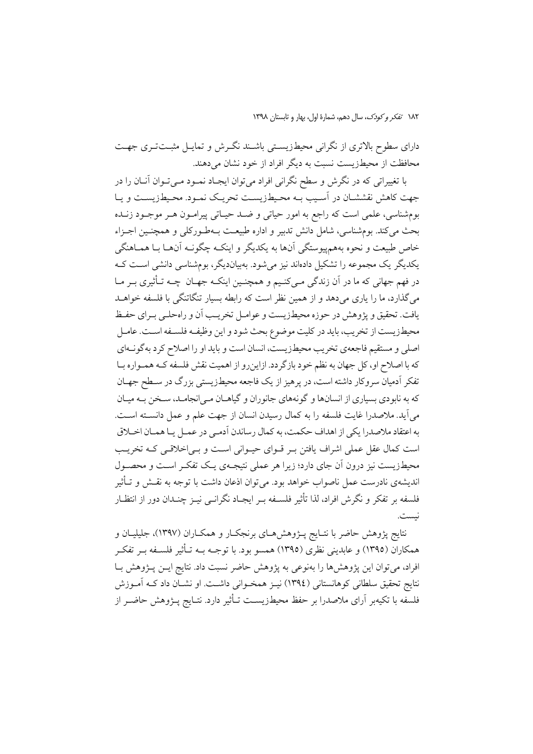دارای سطوح بالاتری از نگرانی محیط‌زیستی باشند نگرش و تمایل مثبت‌تری جهت محافظت از محیط‌زیست نسبت به دیگر افراد از خود نشان می‌دهند.

با تغییراتی که در نگرش و سطح نگرانی افراد می‌توان ایجاد نمود می‌توان آنان را در جهت کاهش نقششان در آسیب به محیط‌زیست تحریک نمود. محیط‌زیست و یا بوم‌شناسی، علمی است که راجع به امور حیاتی و ضد حیاتی پیرامون هر موجود زنده بحث می‌کند. بوم‌شناسی، شامل دانش تدبیر و اداره طبیعت به‌طورکلی و همچنین اجزاء خاص طبیعت و نحوه به‌هم‌پیوستگی آن‌ها به یکدیگر و اینکه چگونه آن‌ها با هماهنگی یکدیگر یک مجموعه را تشکیل داده‌اند نیز می‌شود. به‌بیان‌دیگر، بوم‌شناسی دانشی است که در فهم جهانی که ما در آن زندگی می‌کنیم و همچنین اینکه جهان چه تأثیری بر ما می‌گذارد، ما را یاری می‌دهد و از همین نظر است که رابطه بسیار تنگاتنگی با فلسفه خواهد یافت. تحقیق و پژوهش در حوزه محیط‌زیست و عوامل تخریب آن و راه‌حلی برای حفظ محیط‌زیست از تخریب، باید در کلیت موضوع بحث شود و این وظیفه فلسفه است. عامل اصلی و مستقیم فاجعه‌ی تخریب محیط‌زیست، انسان است و باید او را اصلاح کرد به‌گونه‌ای که با اصلاح او، کل جهان به نظم خود بازگردد. ازاین‌رو از اهمیت نقش فلسفه که همواره با تفکر آدمیان سروکار داشته است، در پرهیز از یک فاجعه محیط‌زیستی بزرگ در سطح جهان که به نابودی بسیاری از انسان‌ها و گونه‌های جانوران و گیاهان می‌انجامد، سخن به میان می‌آید. ملاصدرا غایت فلسفه را به کمال رسیدن انسان از جهت علم و عمل دانسته است. به اعتقاد ملاصدرا یکی از اهداف حکمت، به کمال رساندن آدمی در عمل یا همان اخلاق است کمال عقل عملی اشراف یافتن بر قوای حیوانی است و بی‌اخلاقی که تخریب محیط‌زیست نیز درون آن جای دارد؛ زیرا هر عملی نتیجه‌ی یک تفکر است و محصول اندیشه‌ی نادرست عمل ناصواب خواهد بود. می‌توان اذعان داشت با توجه به نقش و تأثیر فلسفه بر تفکر و نگرش افراد، لذا تأثیر فلسفه بر ایجاد نگرانی نیز چندان دور از انتظار نیست.

نتایج پژوهش حاضر با نتایج پژوهش‌های برنجکار و همکاران (۱۳۹۷)، جلیلیان و همکاران (۱۳۹۵) و عابدینی نظری (۱۳۹۵) همسو بود. با توجه به تأثیر فلسفه بر تفکر افراد، می‌توان این پژوهش‌ها را به‌نوعی به پژوهش حاضر نسبت داد. نتایج این پژوهش با نتایج تحقیق سلطانی کوهانستانی (۱۳۹٤) نیز همخوانی داشت. او نشان داد که آموزش فلسفه با تکیه‌بر آرای ملاصدرا بر حفظ محیط‌زیست تأثیر دارد. نتایج پژوهش حاضر از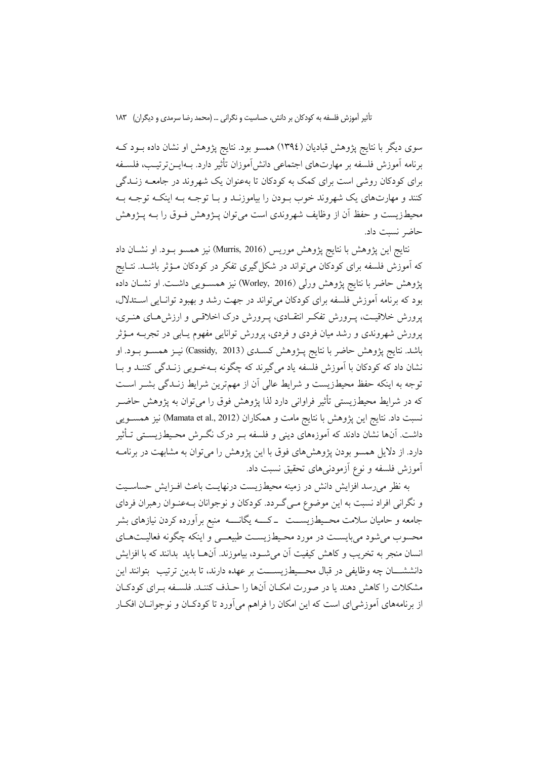سوی دیگر با نتایج پژوهش قبادیان (۱۳۹٤) همسو بود. نتایج پژوهش او نشان داده بـود کـه برنامه آموزش فلسفه بر مهارت‌های اجتماعی دانش‌آموزان تأثیر دارد. بـه‌ایـن‌ترتیـب، فلسـفه برای کودکان روشی است برای کمک به کودکان تا به‌عنوان یک شهروند در جامعـه زنـدگی کنند و مهارت‌های یک شهروند خوب بـودن را بیاموزنـد و بـا توجـه بـه اینکـه توجـه بـه محیط‌زیست و حفظ آن از وظایف شهروندی است می‌توان پـژوهش فـوق را بـه پـژوهش حاضر نسبت داد.

نتایج این پژوهش با نتایج پژوهش موریس (Murris, 2016) نیز همسو بـود. او نشـان داد که آموزش فلسفه برای کودکان می‌تواند در شکل‌گیری تفکر در کودکان مـؤثر باشـد. نتـایج پژوهش حاضر با نتایج پژوهش ورلی (Worley, 2016) نیز همسـویی داشـت. او نشـان داده بود که برنامه آموزش فلسفه برای کودکان می‌تواند در جهت رشد و بهبود توانـایی اسـتدلال، پرورش خلاقیـت، پـرورش تفکـر انتقـادی، پـرورش درک اخلاقـی و ارزش‌هـای هنـری، پرورش شهروندی و رشد میان فردی و فردی، پرورش توانایی مفهوم یـابی در تجربـه مـؤثر باشد. نتایج پژوهش حاضر با نتایج پـژوهش کسـدی (Cassidy, 2013) نیـز همسـو بـود. او نشان داد که کودکان با آموزش فلسفه یاد می‌گیرند که چگونه بـه‌خـوبی زنـدگی کننـد و بـا توجه به اینکه حفظ محیط‌زیست و شرایط عالی آن از مهم‌ترین شرایط زنـدگی بشـر اسـت که در شرایط محیط‌زیستی تأثیر فراوانی دارد لذا پژوهش فوق را می‌توان به پژوهش حاضـر نسبت داد. نتایج این پژوهش با نتایج مامت و همکاران (Mamata et al., 2012) نیز همسـویی داشت. آن‌ها نشان دادند که آموزه‌های دینی و فلسفه بـر درک نگـرش محـیط‌زیسـتی تـأثیر دارد. از دلایل همسو بودن پژوهش‌های فوق با این پژوهش را می‌توان به مشابهت در برنامـه آموزش فلسفه و نوع آزمودنی‌های تحقیق نسبت داد.

به نظر می‌رسد افزایش دانش در زمینه محیط‌زیست درنهایـت باعث افـزایش حساسـیت و نگرانی افراد نسبت به این موضوع مـی‌گـردد. کودکان و نوجوانان بـه‌عنـوان رهبران فردای جامعه و حامیان سلامت محـیط‌زیسـت ـ کـه یگانـه منبع برآورده کردن نیازهای بشر محسوب می‌شود می‌بایسـت در مورد محـیط‌زیسـت طبیعـی و اینکه چگونه فعالیـت‌هـای انسان منجر به تخریب و کاهش کیفیت آن می‌شـود، بیاموزند. آن‌هـا باید بدانند که با افزایش دانششـان چه وظایفی در قبال محـیط‌زیسـت بر عهده دارند، تا بدین ترتیب بتوانند این مشکلات را کاهش دهند یا در صورت امکـان آن‌ها را حـذف کننـد. فلسـفه بـرای کودکـان از برنامه‌های آموزشی‌ای است که این امکان را فراهم می‌آورد تا کودکـان و نوجوانـان افکـار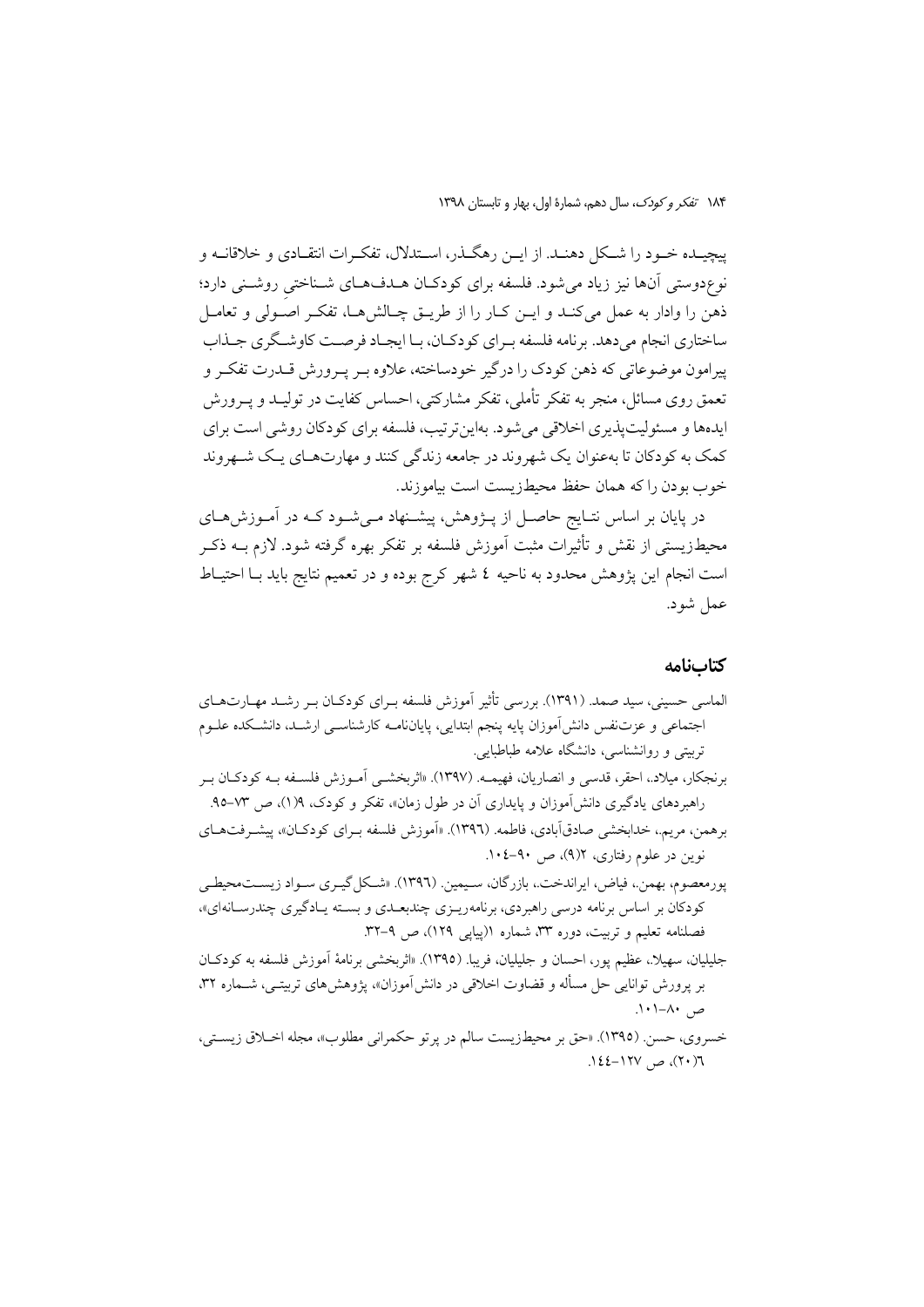پیچیده خود را شکل دهند. از این رهگذر، استدلال، تفکرات انتقادی و خلاقانه و نوع‌دوستی آن‌ها نیز زیاد می‌شود. فلسفه برای کودکان هدف‌های شناختیِ روشنی دارد؛ ذهن را وادار به عمل می‌کند و این کار را از طریق چالش‌ها، تفکر اصولی و تعامل ساختاری انجام می‌دهد. برنامه فلسفه برای کودکان، با ایجاد فرصت کاوشگری جذاب پیرامون موضوعاتی که ذهن کودک را درگیر خودساخته، علاوه بر پرورش قدرت تفکر و تعمق روی مسائل، منجر به تفکر تأملی، تفکر مشارکتی، احساس کفایت در تولید و پرورش ایده‌ها و مسئولیت‌پذیری اخلاقی می‌شود. بدین‌ترتیب، فلسفه برای کودکان روشی است برای کمک به کودکان تا به‌عنوان یک شهروند در جامعه زندگی کنند و مهارت‌های یک شهروند خوب بودن را که همان حفظ محیط‌زیست است بیاموزند.

در پایان بر اساس نتایج حاصل از پژوهش، پیشنهاد می‌شود که در آموزش‌های محیط‌زیستی از نقش و تأثیرات مثبت آموزش فلسفه بر تفکر بهره گرفته شود. لازم به ذکر است انجام این پژوهش محدود به ناحیه ٤ شهر کرج بوده و در تعمیم نتایج باید با احتیاط عمل شود.

## کتاب‌نامه

الماسی حسینی، سید صمد. (١٣٩١). بررسی تأثیر آموزش فلسفه برای کودکان بر رشد مهارت‌های اجتماعی و عزت‌نفس دانش‌آموزان پایه پنجم ابتدایی، پایان‌نامه کارشناسی ارشد، دانشکده علوم تربیتی و روانشناسی، دانشگاه علامه طباطبایی.

برنجکار، میلاد.، احقر، قدسی و انصاریان، فهیمه. (١٣٩٧). «اثربخشی آموزش فلسفه به کودکان بر راهبردهای یادگیری دانش‌آموزان و پایداری آن در طول زمان»، تفکر و کودک، ٩(١)، ص ٧٣-٩٥.

برهمن، مریم.، خدابخشی صادق‌آبادی، فاطمه. (١٣٩٦). «آموزش فلسفه برای کودکان»، پیشرفت‌های نوین در علوم رفتاری، ٢(٩)، ص ٩٠-١٠٤.

پورمعصوم، بهمن.، فیاض، ایراندخت.، بازرگان، سیمین. (١٣٩٦). «شکل‌گیری سواد زیست‌محیطی کودکان بر اساس برنامه درسی راهبردی، برنامه‌ریزی چندبعدی و بسته یادگیری چندرسانه‌ای»، فصلنامه تعلیم و تربیت، دوره ٣٣، شماره ١(پیاپی ١٢٩)، ص ٩-٣٢.

جلیلیان، سهیلا.، عظیم پور، احسان و جلیلیان، فریبا. (١٣٩٥). «اثربخشی برنامهٔ آموزش فلسفه به کودکان بر پرورش توانایی حل مسأله و قضاوت اخلاقی در دانش‌آموزان»، پژوهش‌های تربیتی، شماره ٣٢، ص ٨٠-١٠١.

خسروی، حسن. (١٣٩٥). «حق بر محیط‌زیست سالم در پرتو حکمرانی مطلوب»، مجله اخلاق زیستی، ٦(٢٠)، ص ١٢٧-١٤٤.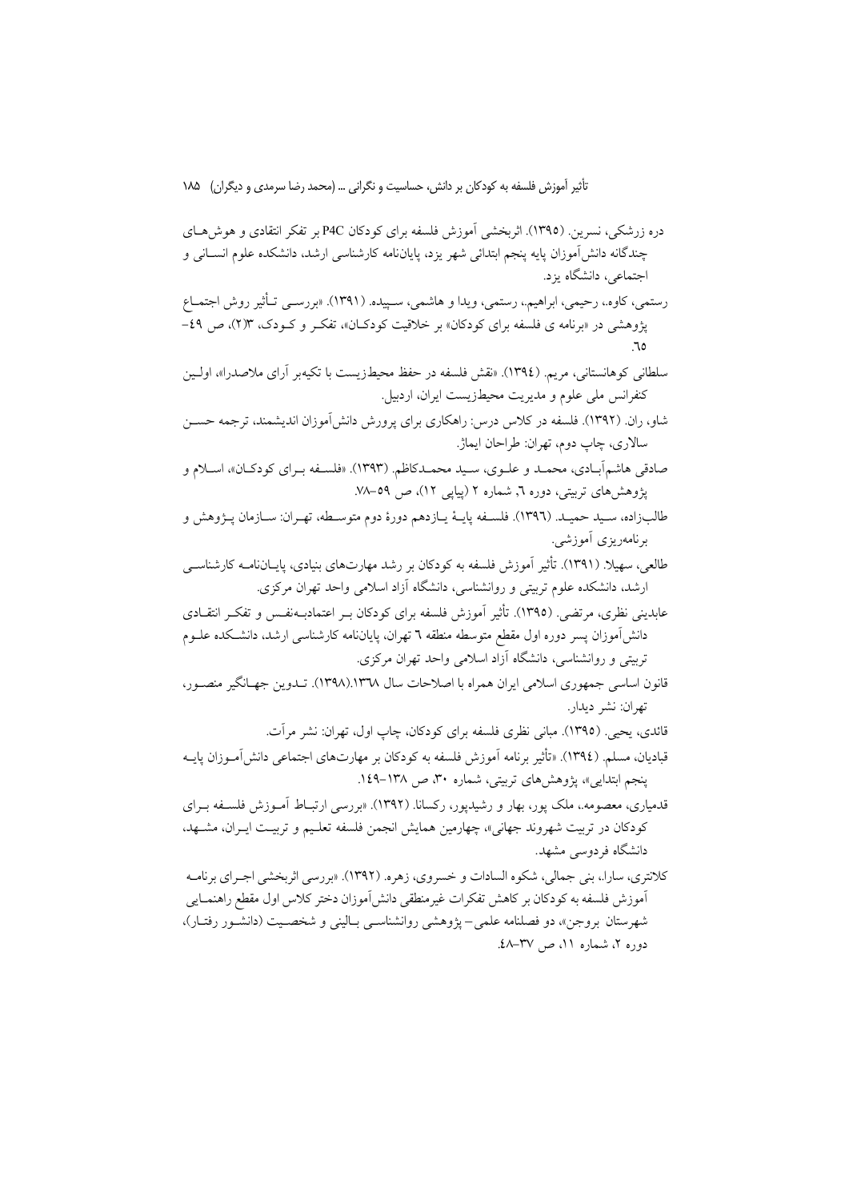دره زرشکی، نسرین. (۱۳۹۵). اثربخشی آموزش فلسفه برای کودکان P4C بر تفکر انتقادی و هوش‌های چندگانه دانش‌آموزان پایه پنجم ابتدائی شهر یزد، پایان‌نامه کارشناسی ارشد، دانشکده علوم انسانی و اجتماعی، دانشگاه یزد.

رستمی، کاوه.، رحیمی، ابراهیم.، رستمی، ویدا و هاشمی، سپیده. (۱۳۹۱). «بررسی تأثیر روش اجتماع پژوهشی در «برنامه ی فلسفه برای کودکان» بر خلاقیت کودکان»، تفکر و کودک، ۳(۲)، ص ۴۹–۶۵.

سلطانی کوهانستانی، مریم. (۱۳۹٤). «نقش فلسفه در حفظ محیط‌زیست با تکیه‌بر آرای ملاصدرا»، اولین کنفرانس ملی علوم و مدیریت محیط‌زیست ایران، اردبیل.

شاو، ران. (۱۳۹۲). فلسفه در کلاس درس: راهکاری برای پرورش دانش‌آموزان اندیشمند، ترجمه حسن سالاری، چاپ دوم، تهران: طراحان ایماژ.

صادقی هاشم‌آبادی، محمد و علوی، سید محمدکاظم. (۱۳۹۳). «فلسفه برای کودکان»، اسلام و پژوهش‌های تربیتی، دوره ٦، شماره ۲ (پیاپی ۱۲)، ص ۵۹–۷۸.

طالب‌زاده، سید حمید. (۱۳۹٦). فلسفه پایهٔ یازدهم دورهٔ دوم متوسطه، تهران: سازمان پژوهش و برنامه‌ریزی آموزشی.

طالعی، سهیلا. (۱۳۹۱). تأثیر آموزش فلسفه به کودکان بر رشد مهارت‌های بنیادی، پایان‌نامه کارشناسی ارشد، دانشکده علوم تربیتی و روانشناسی، دانشگاه آزاد اسلامی واحد تهران مرکزی.

عابدینی نظری، مرتضی. (۱۳۹۵). تأثیر آموزش فلسفه برای کودکان بر اعتمادبه‌نفس و تفکر انتقادی دانش‌آموزان پسر دوره اول مقطع متوسطه منطقه ٦ تهران، پایان‌نامه کارشناسی ارشد، دانشکده علوم تربیتی و روانشناسی، دانشگاه آزاد اسلامی واحد تهران مرکزی.

قانون اساسی جمهوری اسلامی ایران همراه با اصلاحات سال ۱۳٦۸.(۱۳۹۸). تدوین جهانگیر منصور، تهران: نشر دیدار.

قائدی، یحیی. (۱۳۹۵). مبانی نظری فلسفه برای کودکان، چاپ اول، تهران: نشر مرآت.

قبادیان، مسلم. (۱۳۹٤). «تأثیر برنامه آموزش فلسفه به کودکان بر مهارت‌های اجتماعی دانش‌آموزان پایه پنجم ابتدایی»، پژوهش‌های تربیتی، شماره ۳۰، ص ۱۳۸–۱٤۹.

قدمیاری، معصومه.، ملک پور، بهار و رشیدپور، رکسانا. (۱۳۹۲). «بررسی ارتباط آموزش فلسفه برای کودکان در تربیت شهروند جهانی»، چهارمین همایش انجمن فلسفه تعلیم و تربیت ایران، مشهد، دانشگاه فردوسی مشهد.

کلانتری، سارا.، بنی جمالی، شکوه السادات و خسروی، زهره. (۱۳۹۲). «بررسی اثربخشی اجرای برنامه آموزش فلسفه به کودکان بر کاهش تفکرات غیرمنطقی دانش‌آموزان دختر کلاس اول مقطع راهنمایی شهرستان بروجن»، دو فصلنامه علمی– پژوهشی روانشناسی بالینی و شخصیت (دانشور رفتار)، دوره ۲، شماره ۱۱، ص ۳۷–٤۸.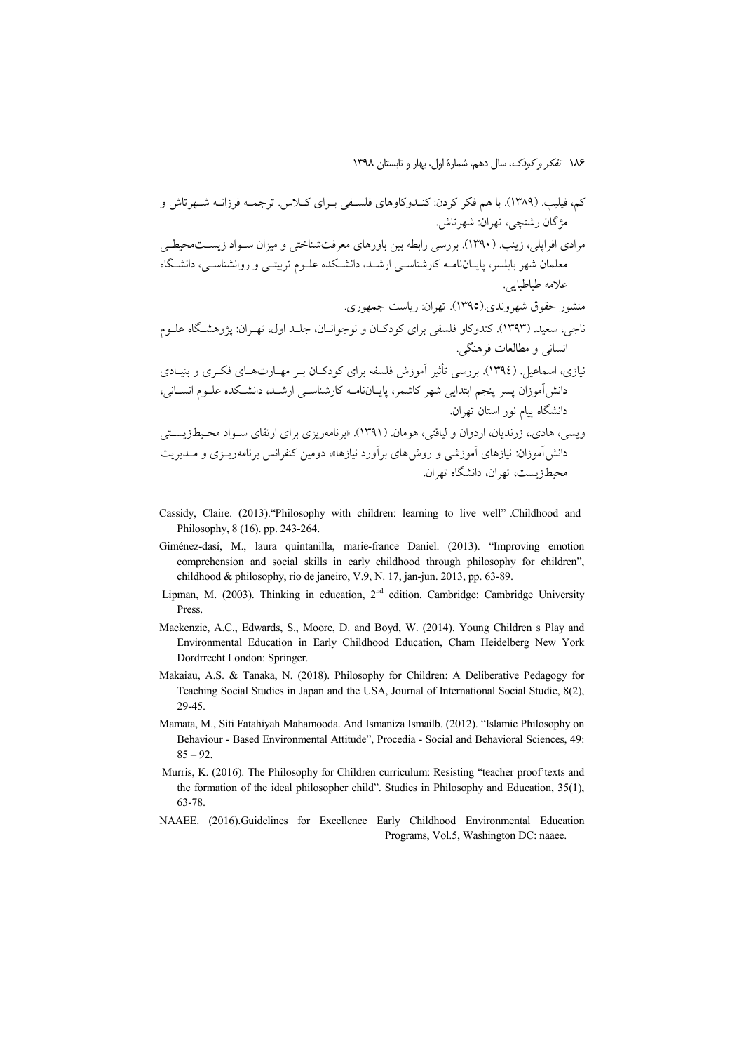کم، فیلیپ. (۱۳۸۹). با هم فکر کردن: کندوکاوهای فلسفی برای کلاس. ترجمه فرزانه شهرتاش و مژگان رشتچی، تهران: شهرتاش.

مرادی افراپلی، زینب. (۱۳۹۰). بررسی رابطه بین باورهای معرفت‌شناختی و میزان سواد زیست‌محیطی معلمان شهر بابلسر، پایان‌نامه کارشناسی ارشد، دانشکده علوم تربیتی و روانشناسی، دانشگاه علامه طباطبایی.

منشور حقوق شهروندی.(۱۳۹۵). تهران: ریاست جمهوری.

ناجی، سعید. (۱۳۹۳). کندوکاو فلسفی برای کودکان و نوجوانان، جلد اول، تهران: پژوهشگاه علوم انسانی و مطالعات فرهنگی.

نیازی، اسماعیل. (۱۳۹٤). بررسی تأثیر آموزش فلسفه برای کودکان بر مهارت‌های فکری و بنیادی دانش‌آموزان پسر پنجم ابتدایی شهر کاشمر، پایان‌نامه کارشناسی ارشد، دانشکده علوم انسانی، دانشگاه پیام نور استان تهران.

ویسی، هادی.، زرندیان، اردوان و لیاقتی، هومان. (۱۳۹۱). «برنامه‌ریزی برای ارتقای سواد محیط‌زیستی دانش‌آموزان: نیازهای آموزشی و روش‌های برآورد نیازها»، دومین کنفرانس برنامه‌ریزی و مدیریت محیط‌زیست، تهران، دانشگاه تهران.

Cassidy, Claire. (2013)."Philosophy with children: learning to live well" .Childhood and Philosophy, 8 (16). pp. 243-264.

Giménez-dasí, M., laura quintanilla, marie-france Daniel. (2013). "Improving emotion comprehension and social skills in early childhood through philosophy for children", childhood & philosophy, rio de janeiro, V.9, N. 17, jan-jun. 2013, pp. 63-89.

Lipman, M. (2003). Thinking in education, 2nd edition. Cambridge: Cambridge University Press.

Mackenzie, A.C., Edwards, S., Moore, D. and Boyd, W. (2014). Young Children s Play and Environmental Education in Early Childhood Education, Cham Heidelberg New York Dordrrecht London: Springer.

Makaiau, A.S. & Tanaka, N. (2018). Philosophy for Children: A Deliberative Pedagogy for Teaching Social Studies in Japan and the USA, Journal of International Social Studie, 8(2), 29-45.

Mamata, M., Siti Fatahiyah Mahamooda. And Ismaniza Ismailb. (2012). "Islamic Philosophy on Behaviour - Based Environmental Attitude", Procedia - Social and Behavioral Sciences, 49: 85 – 92.

Murris, K. (2016). The Philosophy for Children curriculum: Resisting "teacher proof'texts and the formation of the ideal philosopher child". Studies in Philosophy and Education, 35(1), 63-78.

NAAEE. (2016).Guidelines for Excellence Early Childhood Environmental Education Programs, Vol.5, Washington DC: naaee.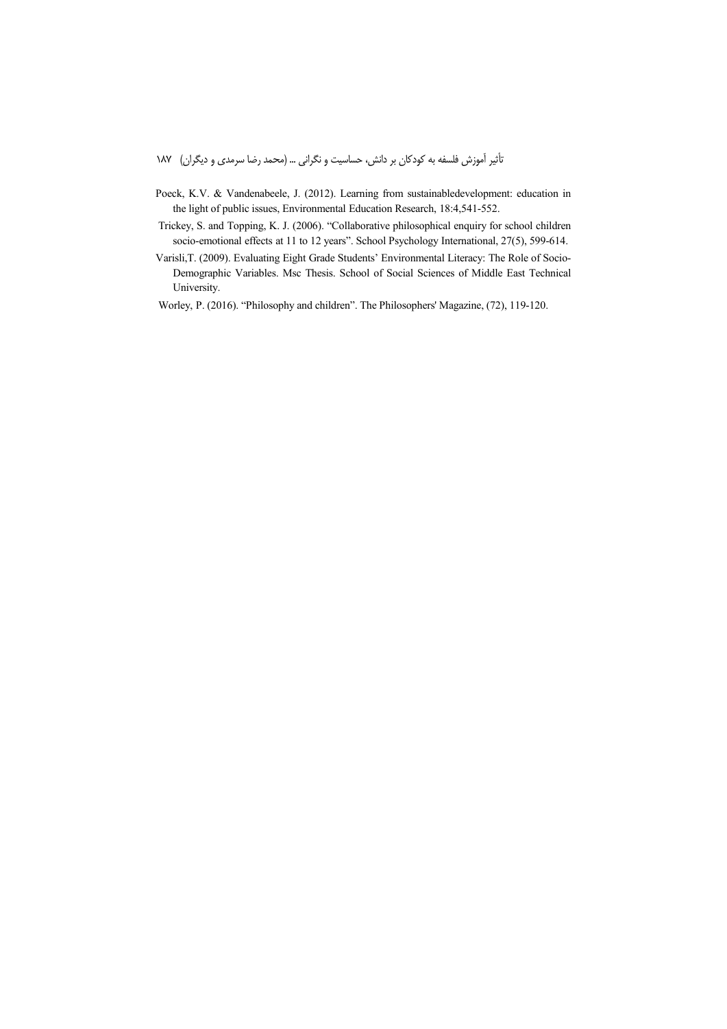Poeck, K.V. & Vandenabeele, J. (2012). Learning from sustainabledevelopment: education in the light of public issues, Environmental Education Research, 18:4,541-552.

Trickey, S. and Topping, K. J. (2006). “Collaborative philosophical enquiry for school children socio-emotional effects at 11 to 12 years”. School Psychology International, 27(5), 599-614.

Varisli,T. (2009). Evaluating Eight Grade Students’ Environmental Literacy: The Role of Socio-Demographic Variables. Msc Thesis. School of Social Sciences of Middle East Technical University.

Worley, P. (2016). “Philosophy and children”. The Philosophers' Magazine, (72), 119-120.